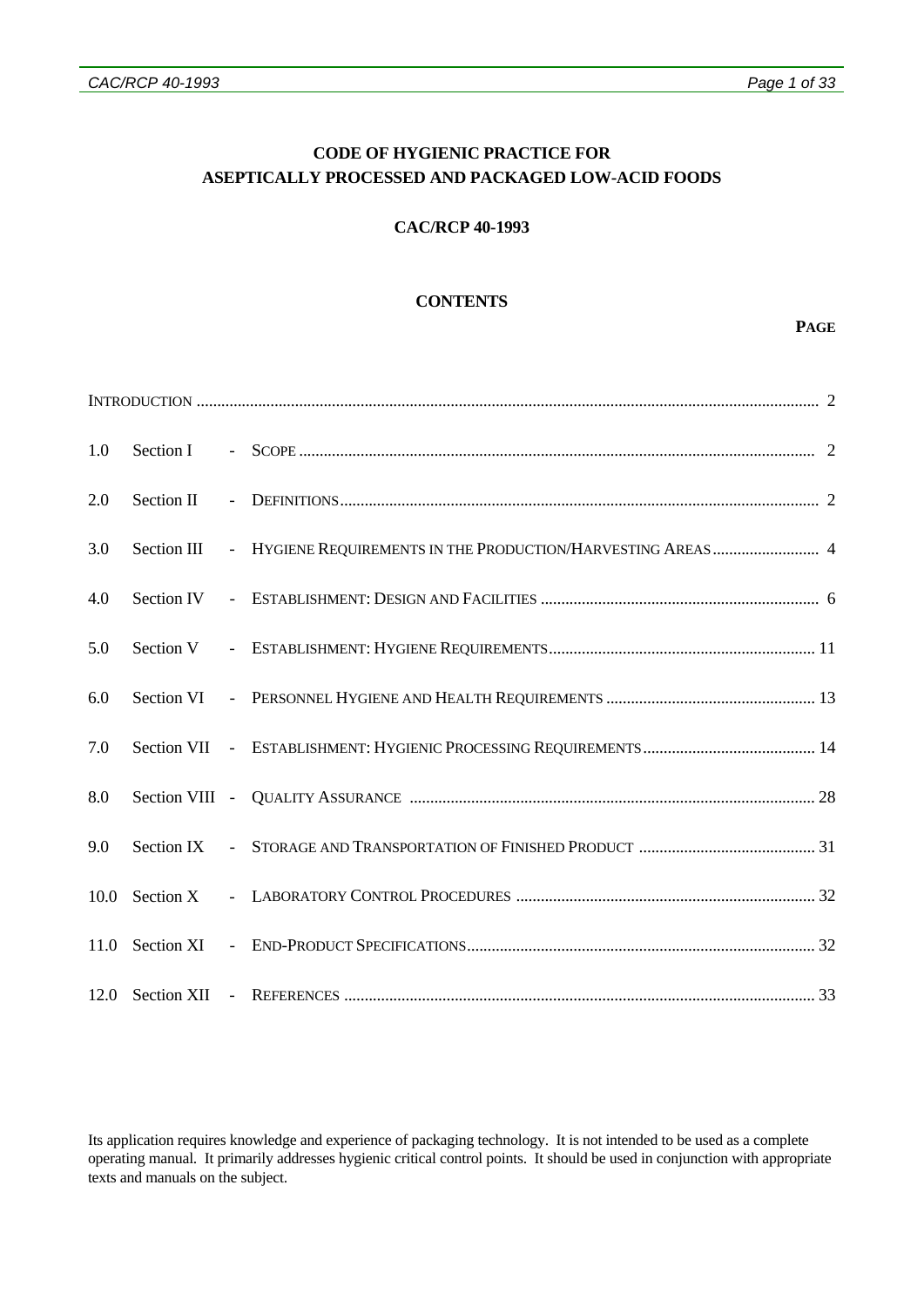# CODE OF HYGIENIC PRACTICE FOR ASEPTICALLY PROCESSED AND PACKAGED LOW-ACID FOODS

## CAC/RCP 40-1993

## CONTENTS

| | | | PAGE |
|---|---|---|---|
| INTRODUCTION | | | 2 |
| 1.0 | Section I | - SCOPE | 2 |
| 2.0 | Section II | - DEFINITIONS | 2 |
| 3.0 | Section III | - HYGIENE REQUIREMENTS IN THE PRODUCTION/HARVESTING AREAS | 4 |
| 4.0 | Section IV | - ESTABLISHMENT: DESIGN AND FACILITIES | 6 |
| 5.0 | Section V | - ESTABLISHMENT: HYGIENE REQUIREMENTS | 11 |
| 6.0 | Section VI | - PERSONNEL HYGIENE AND HEALTH REQUIREMENTS | 13 |
| 7.0 | Section VII | - ESTABLISHMENT: HYGIENIC PROCESSING REQUIREMENTS | 14 |
| 8.0 | Section VIII | - QUALITY ASSURANCE | 28 |
| 9.0 | Section IX | - STORAGE AND TRANSPORTATION OF FINISHED PRODUCT | 31 |
| 10.0 | Section X | - LABORATORY CONTROL PROCEDURES | 32 |
| 11.0 | Section XI | - END-PRODUCT SPECIFICATIONS | 32 |
| 12.0 | Section XII | - REFERENCES | 33 |

Its application requires knowledge and experience of packaging technology. It is not intended to be used as a complete operating manual. It primarily addresses hygienic critical control points. It should be used in conjunction with appropriate texts and manuals on the subject.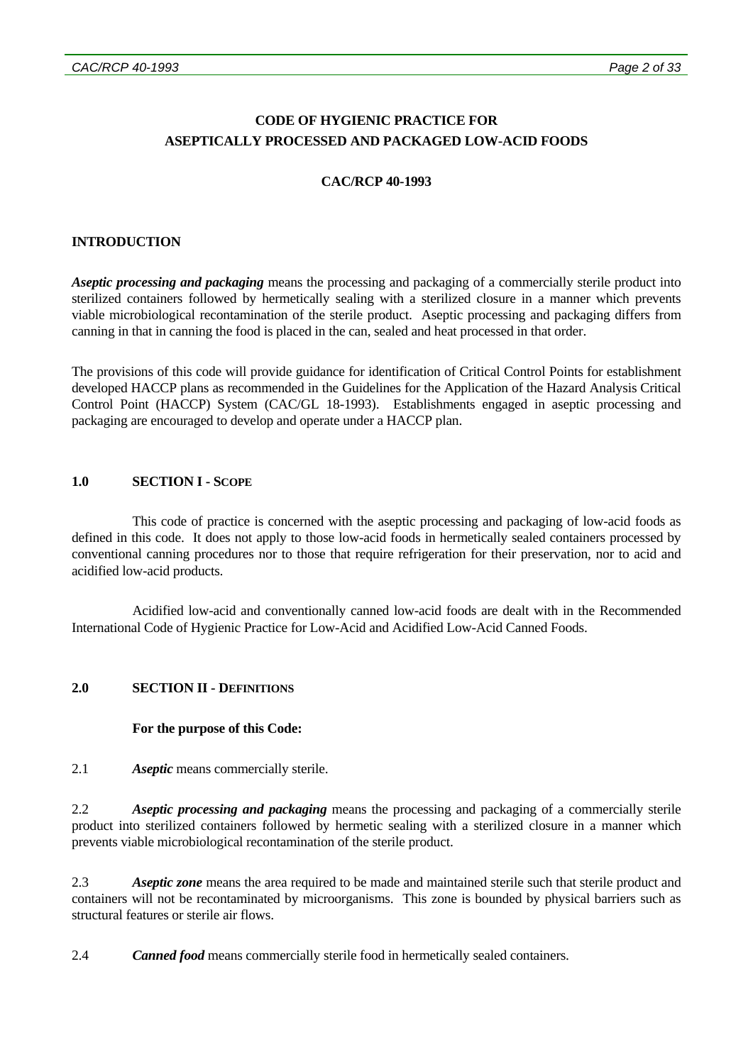# CODE OF HYGIENIC PRACTICE FOR ASEPTICALLY PROCESSED AND PACKAGED LOW-ACID FOODS

**CAC/RCP 40-1993**

## INTRODUCTION

***Aseptic processing and packaging*** means the processing and packaging of a commercially sterile product into sterilized containers followed by hermetically sealing with a sterilized closure in a manner which prevents viable microbiological recontamination of the sterile product. Aseptic processing and packaging differs from canning in that in canning the food is placed in the can, sealed and heat processed in that order.

The provisions of this code will provide guidance for identification of Critical Control Points for establishment developed HACCP plans as recommended in the Guidelines for the Application of the Hazard Analysis Critical Control Point (HACCP) System (CAC/GL 18-1993). Establishments engaged in aseptic processing and packaging are encouraged to develop and operate under a HACCP plan.

## 1.0 SECTION I - SCOPE

This code of practice is concerned with the aseptic processing and packaging of low-acid foods as defined in this code. It does not apply to those low-acid foods in hermetically sealed containers processed by conventional canning procedures nor to those that require refrigeration for their preservation, nor to acid and acidified low-acid products.

Acidified low-acid and conventionally canned low-acid foods are dealt with in the Recommended International Code of Hygienic Practice for Low-Acid and Acidified Low-Acid Canned Foods.

## 2.0 SECTION II - DEFINITIONS

**For the purpose of this Code:**

2.1 ***Aseptic*** means commercially sterile.

2.2 ***Aseptic processing and packaging*** means the processing and packaging of a commercially sterile product into sterilized containers followed by hermetic sealing with a sterilized closure in a manner which prevents viable microbiological recontamination of the sterile product.

2.3 ***Aseptic zone*** means the area required to be made and maintained sterile such that sterile product and containers will not be recontaminated by microorganisms. This zone is bounded by physical barriers such as structural features or sterile air flows.

2.4 ***Canned food*** means commercially sterile food in hermetically sealed containers.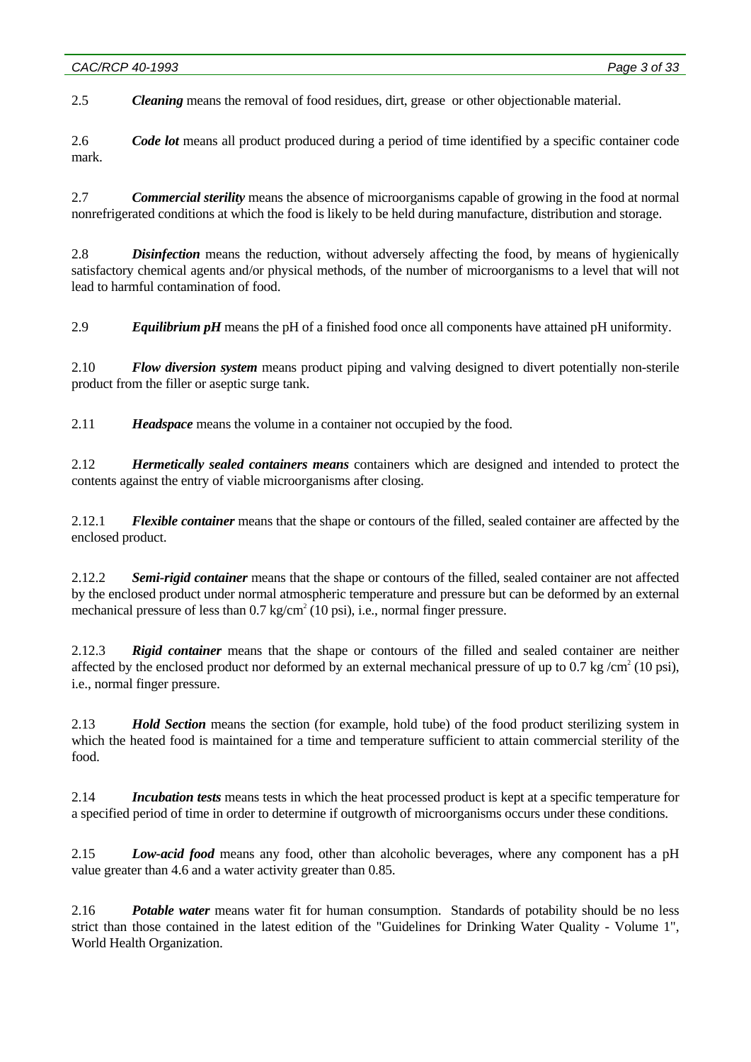2.5 ***Cleaning*** means the removal of food residues, dirt, grease or other objectionable material.

2.6 ***Code lot*** means all product produced during a period of time identified by a specific container code mark.

2.7 ***Commercial sterility*** means the absence of microorganisms capable of growing in the food at normal nonrefrigerated conditions at which the food is likely to be held during manufacture, distribution and storage.

2.8 ***Disinfection*** means the reduction, without adversely affecting the food, by means of hygienically satisfactory chemical agents and/or physical methods, of the number of microorganisms to a level that will not lead to harmful contamination of food.

2.9 ***Equilibrium pH*** means the pH of a finished food once all components have attained pH uniformity.

2.10 ***Flow diversion system*** means product piping and valving designed to divert potentially non-sterile product from the filler or aseptic surge tank.

2.11 ***Headspace*** means the volume in a container not occupied by the food.

2.12 ***Hermetically sealed containers means*** containers which are designed and intended to protect the contents against the entry of viable microorganisms after closing.

2.12.1 ***Flexible container*** means that the shape or contours of the filled, sealed container are affected by the enclosed product.

2.12.2 ***Semi-rigid container*** means that the shape or contours of the filled, sealed container are not affected by the enclosed product under normal atmospheric temperature and pressure but can be deformed by an external mechanical pressure of less than 0.7 $kg/cm^2$ (10 psi), i.e., normal finger pressure.

2.12.3 ***Rigid container*** means that the shape or contours of the filled and sealed container are neither affected by the enclosed product nor deformed by an external mechanical pressure of up to 0.7 $kg/cm^2$ (10 psi), i.e., normal finger pressure.

2.13 ***Hold Section*** means the section (for example, hold tube) of the food product sterilizing system in which the heated food is maintained for a time and temperature sufficient to attain commercial sterility of the food.

2.14 ***Incubation tests*** means tests in which the heat processed product is kept at a specific temperature for a specified period of time in order to determine if outgrowth of microorganisms occurs under these conditions.

2.15 ***Low-acid food*** means any food, other than alcoholic beverages, where any component has a pH value greater than 4.6 and a water activity greater than 0.85.

2.16 ***Potable water*** means water fit for human consumption. Standards of potability should be no less strict than those contained in the latest edition of the "Guidelines for Drinking Water Quality - Volume 1", World Health Organization.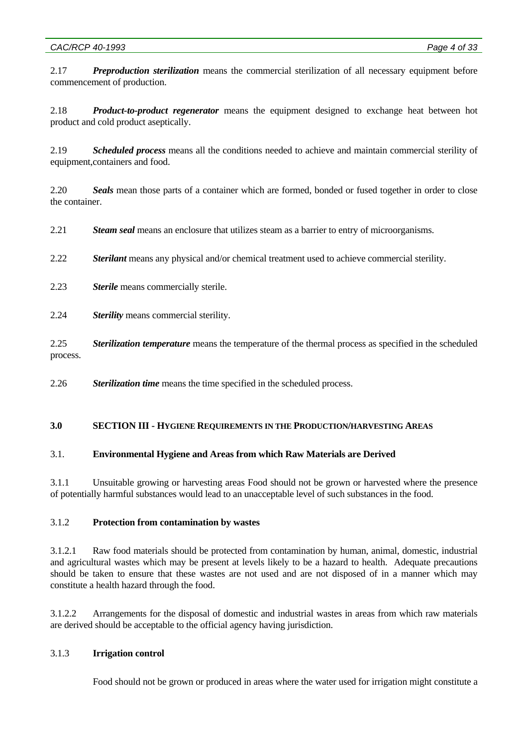2.17 ***Preproduction sterilization*** means the commercial sterilization of all necessary equipment before commencement of production.

2.18 ***Product-to-product regenerator*** means the equipment designed to exchange heat between hot product and cold product aseptically.

2.19 ***Scheduled process*** means all the conditions needed to achieve and maintain commercial sterility of equipment,containers and food.

2.20 ***Seals*** mean those parts of a container which are formed, bonded or fused together in order to close the container.

2.21 ***Steam seal*** means an enclosure that utilizes steam as a barrier to entry of microorganisms.

2.22 ***Sterilant*** means any physical and/or chemical treatment used to achieve commercial sterility.

2.23 ***Sterile*** means commercially sterile.

2.24 ***Sterility*** means commercial sterility.

2.25 ***Sterilization temperature*** means the temperature of the thermal process as specified in the scheduled process.

2.26 ***Sterilization time*** means the time specified in the scheduled process.

## 3.0 SECTION III - HYGIENE REQUIREMENTS IN THE PRODUCTION/HARVESTING AREAS

### 3.1. Environmental Hygiene and Areas from which Raw Materials are Derived

3.1.1 Unsuitable growing or harvesting areas Food should not be grown or harvested where the presence of potentially harmful substances would lead to an unacceptable level of such substances in the food.

#### 3.1.2 Protection from contamination by wastes

3.1.2.1 Raw food materials should be protected from contamination by human, animal, domestic, industrial and agricultural wastes which may be present at levels likely to be a hazard to health. Adequate precautions should be taken to ensure that these wastes are not used and are not disposed of in a manner which may constitute a health hazard through the food.

3.1.2.2 Arrangements for the disposal of domestic and industrial wastes in areas from which raw materials are derived should be acceptable to the official agency having jurisdiction.

#### 3.1.3 Irrigation control

Food should not be grown or produced in areas where the water used for irrigation might constitute a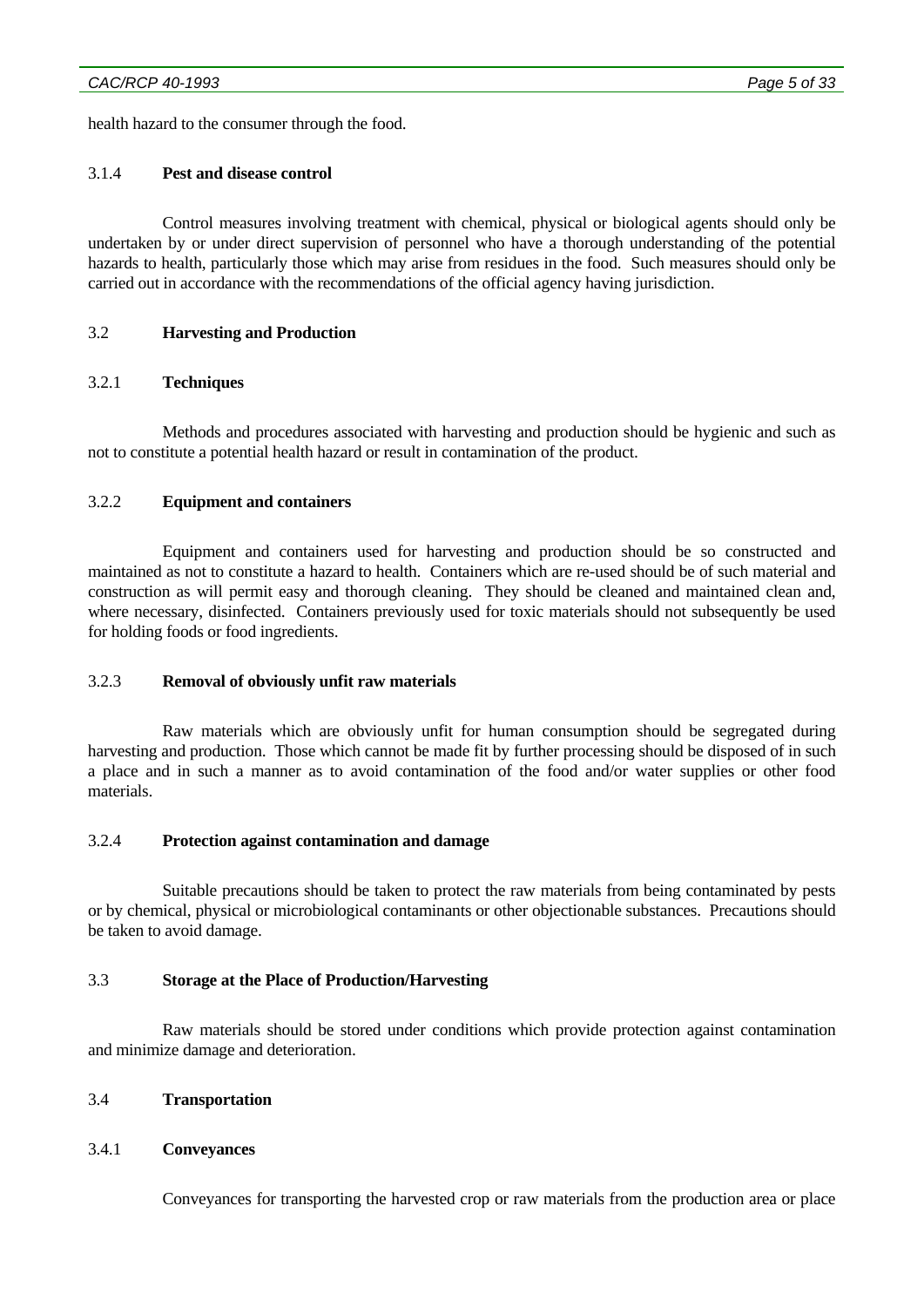health hazard to the consumer through the food.

### 3.1.4 Pest and disease control

Control measures involving treatment with chemical, physical or biological agents should only be undertaken by or under direct supervision of personnel who have a thorough understanding of the potential hazards to health, particularly those which may arise from residues in the food. Such measures should only be carried out in accordance with the recommendations of the official agency having jurisdiction.

## 3.2 Harvesting and Production

### 3.2.1 Techniques

Methods and procedures associated with harvesting and production should be hygienic and such as not to constitute a potential health hazard or result in contamination of the product.

### 3.2.2 Equipment and containers

Equipment and containers used for harvesting and production should be so constructed and maintained as not to constitute a hazard to health. Containers which are re-used should be of such material and construction as will permit easy and thorough cleaning. They should be cleaned and maintained clean and, where necessary, disinfected. Containers previously used for toxic materials should not subsequently be used for holding foods or food ingredients.

### 3.2.3 Removal of obviously unfit raw materials

Raw materials which are obviously unfit for human consumption should be segregated during harvesting and production. Those which cannot be made fit by further processing should be disposed of in such a place and in such a manner as to avoid contamination of the food and/or water supplies or other food materials.

### 3.2.4 Protection against contamination and damage

Suitable precautions should be taken to protect the raw materials from being contaminated by pests or by chemical, physical or microbiological contaminants or other objectionable substances. Precautions should be taken to avoid damage.

## 3.3 Storage at the Place of Production/Harvesting

Raw materials should be stored under conditions which provide protection against contamination and minimize damage and deterioration.

## 3.4 Transportation

### 3.4.1 Conveyances

Conveyances for transporting the harvested crop or raw materials from the production area or place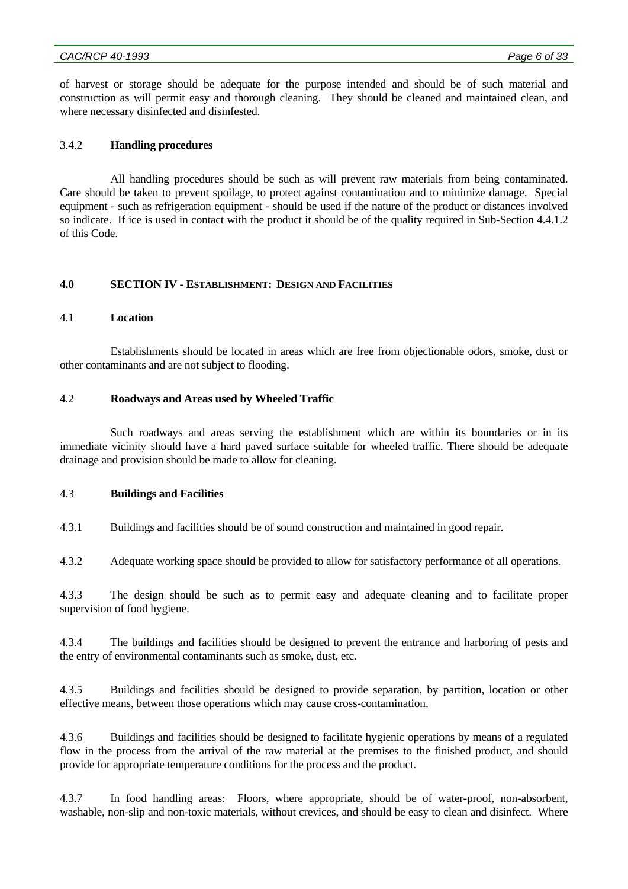of harvest or storage should be adequate for the purpose intended and should be of such material and construction as will permit easy and thorough cleaning. They should be cleaned and maintained clean, and where necessary disinfected and disinfested.

### 3.4.2 Handling procedures

All handling procedures should be such as will prevent raw materials from being contaminated. Care should be taken to prevent spoilage, to protect against contamination and to minimize damage. Special equipment - such as refrigeration equipment - should be used if the nature of the product or distances involved so indicate. If ice is used in contact with the product it should be of the quality required in Sub-Section 4.4.1.2 of this Code.

## 4.0 SECTION IV - ESTABLISHMENT: DESIGN AND FACILITIES

### 4.1 Location

Establishments should be located in areas which are free from objectionable odors, smoke, dust or other contaminants and are not subject to flooding.

### 4.2 Roadways and Areas used by Wheeled Traffic

Such roadways and areas serving the establishment which are within its boundaries or in its immediate vicinity should have a hard paved surface suitable for wheeled traffic. There should be adequate drainage and provision should be made to allow for cleaning.

### 4.3 Buildings and Facilities

4.3.1 Buildings and facilities should be of sound construction and maintained in good repair.

4.3.2 Adequate working space should be provided to allow for satisfactory performance of all operations.

4.3.3 The design should be such as to permit easy and adequate cleaning and to facilitate proper supervision of food hygiene.

4.3.4 The buildings and facilities should be designed to prevent the entrance and harboring of pests and the entry of environmental contaminants such as smoke, dust, etc.

4.3.5 Buildings and facilities should be designed to provide separation, by partition, location or other effective means, between those operations which may cause cross-contamination.

4.3.6 Buildings and facilities should be designed to facilitate hygienic operations by means of a regulated flow in the process from the arrival of the raw material at the premises to the finished product, and should provide for appropriate temperature conditions for the process and the product.

4.3.7 In food handling areas: Floors, where appropriate, should be of water-proof, non-absorbent, washable, non-slip and non-toxic materials, without crevices, and should be easy to clean and disinfect. Where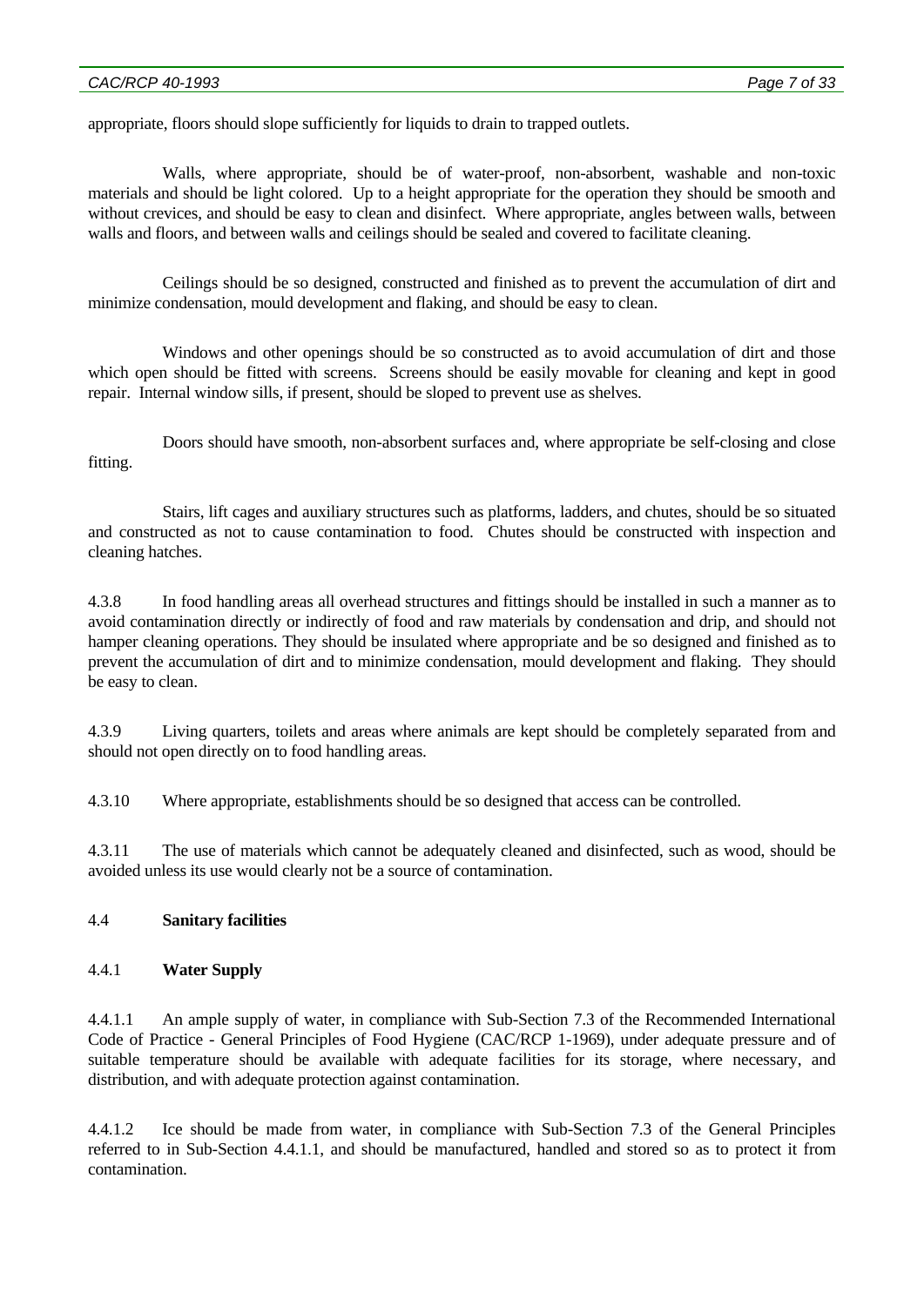appropriate, floors should slope sufficiently for liquids to drain to trapped outlets.

Walls, where appropriate, should be of water-proof, non-absorbent, washable and non-toxic materials and should be light colored. Up to a height appropriate for the operation they should be smooth and without crevices, and should be easy to clean and disinfect. Where appropriate, angles between walls, between walls and floors, and between walls and ceilings should be sealed and covered to facilitate cleaning.

Ceilings should be so designed, constructed and finished as to prevent the accumulation of dirt and minimize condensation, mould development and flaking, and should be easy to clean.

Windows and other openings should be so constructed as to avoid accumulation of dirt and those which open should be fitted with screens. Screens should be easily movable for cleaning and kept in good repair. Internal window sills, if present, should be sloped to prevent use as shelves.

Doors should have smooth, non-absorbent surfaces and, where appropriate be self-closing and close fitting.

Stairs, lift cages and auxiliary structures such as platforms, ladders, and chutes, should be so situated and constructed as not to cause contamination to food. Chutes should be constructed with inspection and cleaning hatches.

4.3.8 In food handling areas all overhead structures and fittings should be installed in such a manner as to avoid contamination directly or indirectly of food and raw materials by condensation and drip, and should not hamper cleaning operations. They should be insulated where appropriate and be so designed and finished as to prevent the accumulation of dirt and to minimize condensation, mould development and flaking. They should be easy to clean.

4.3.9 Living quarters, toilets and areas where animals are kept should be completely separated from and should not open directly on to food handling areas.

4.3.10 Where appropriate, establishments should be so designed that access can be controlled.

4.3.11 The use of materials which cannot be adequately cleaned and disinfected, such as wood, should be avoided unless its use would clearly not be a source of contamination.

## 4.4 **Sanitary facilities**

### 4.4.1 **Water Supply**

4.4.1.1 An ample supply of water, in compliance with Sub-Section 7.3 of the Recommended International Code of Practice - General Principles of Food Hygiene (CAC/RCP 1-1969), under adequate pressure and of suitable temperature should be available with adequate facilities for its storage, where necessary, and distribution, and with adequate protection against contamination.

4.4.1.2 Ice should be made from water, in compliance with Sub-Section 7.3 of the General Principles referred to in Sub-Section 4.4.1.1, and should be manufactured, handled and stored so as to protect it from contamination.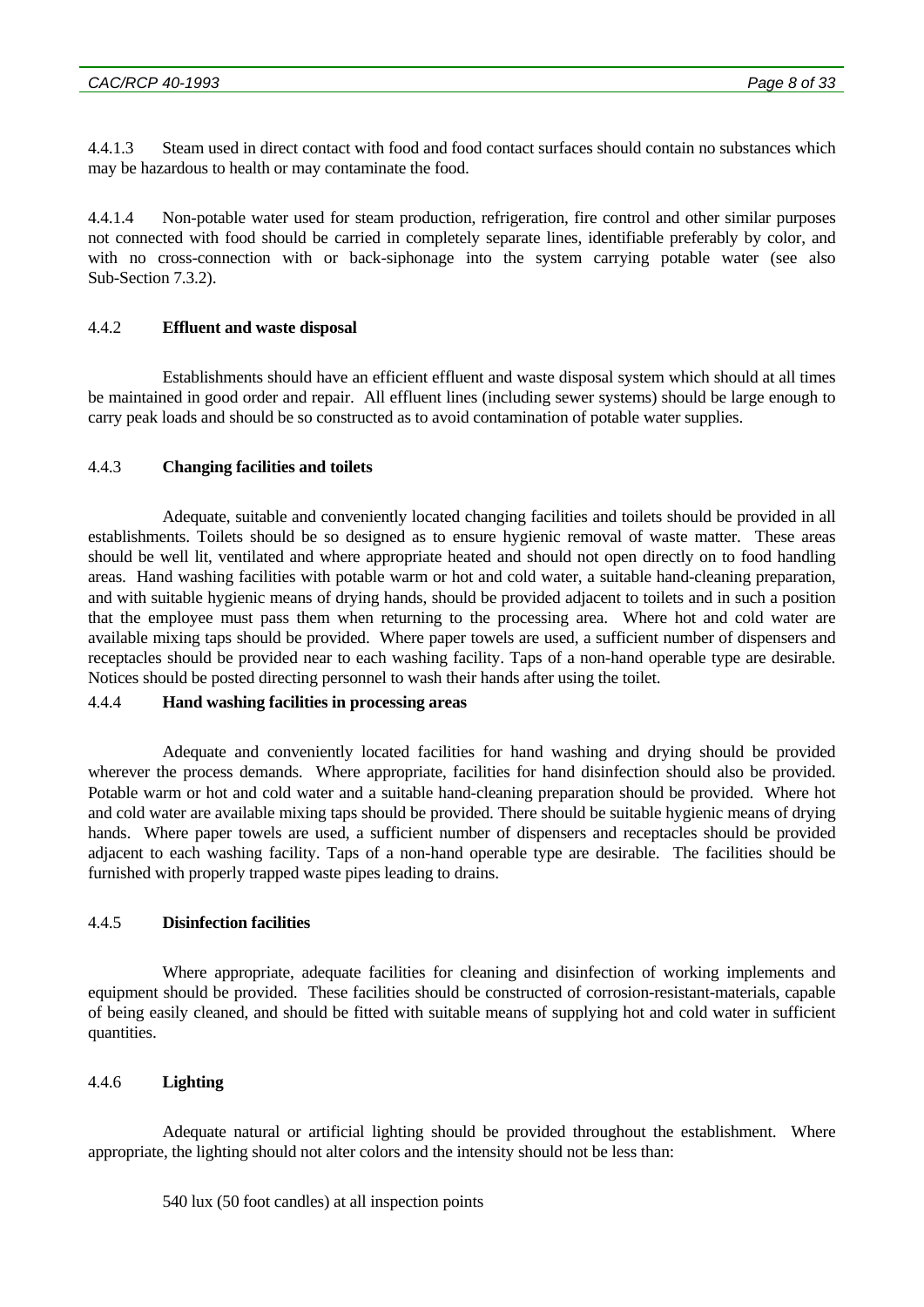4.4.1.3 Steam used in direct contact with food and food contact surfaces should contain no substances which may be hazardous to health or may contaminate the food.

4.4.1.4 Non-potable water used for steam production, refrigeration, fire control and other similar purposes not connected with food should be carried in completely separate lines, identifiable preferably by color, and with no cross-connection with or back-siphonage into the system carrying potable water (see also Sub-Section 7.3.2).

#### 4.4.2 **Effluent and waste disposal**

Establishments should have an efficient effluent and waste disposal system which should at all times be maintained in good order and repair. All effluent lines (including sewer systems) should be large enough to carry peak loads and should be so constructed as to avoid contamination of potable water supplies.

#### 4.4.3 **Changing facilities and toilets**

Adequate, suitable and conveniently located changing facilities and toilets should be provided in all establishments. Toilets should be so designed as to ensure hygienic removal of waste matter. These areas should be well lit, ventilated and where appropriate heated and should not open directly on to food handling areas. Hand washing facilities with potable warm or hot and cold water, a suitable hand-cleaning preparation, and with suitable hygienic means of drying hands, should be provided adjacent to toilets and in such a position that the employee must pass them when returning to the processing area. Where hot and cold water are available mixing taps should be provided. Where paper towels are used, a sufficient number of dispensers and receptacles should be provided near to each washing facility. Taps of a non-hand operable type are desirable. Notices should be posted directing personnel to wash their hands after using the toilet.

#### 4.4.4 **Hand washing facilities in processing areas**

Adequate and conveniently located facilities for hand washing and drying should be provided wherever the process demands. Where appropriate, facilities for hand disinfection should also be provided. Potable warm or hot and cold water and a suitable hand-cleaning preparation should be provided. Where hot and cold water are available mixing taps should be provided. There should be suitable hygienic means of drying hands. Where paper towels are used, a sufficient number of dispensers and receptacles should be provided adjacent to each washing facility. Taps of a non-hand operable type are desirable. The facilities should be furnished with properly trapped waste pipes leading to drains.

#### 4.4.5 **Disinfection facilities**

Where appropriate, adequate facilities for cleaning and disinfection of working implements and equipment should be provided. These facilities should be constructed of corrosion-resistant-materials, capable of being easily cleaned, and should be fitted with suitable means of supplying hot and cold water in sufficient quantities.

#### 4.4.6 **Lighting**

Adequate natural or artificial lighting should be provided throughout the establishment. Where appropriate, the lighting should not alter colors and the intensity should not be less than:

540 lux (50 foot candles) at all inspection points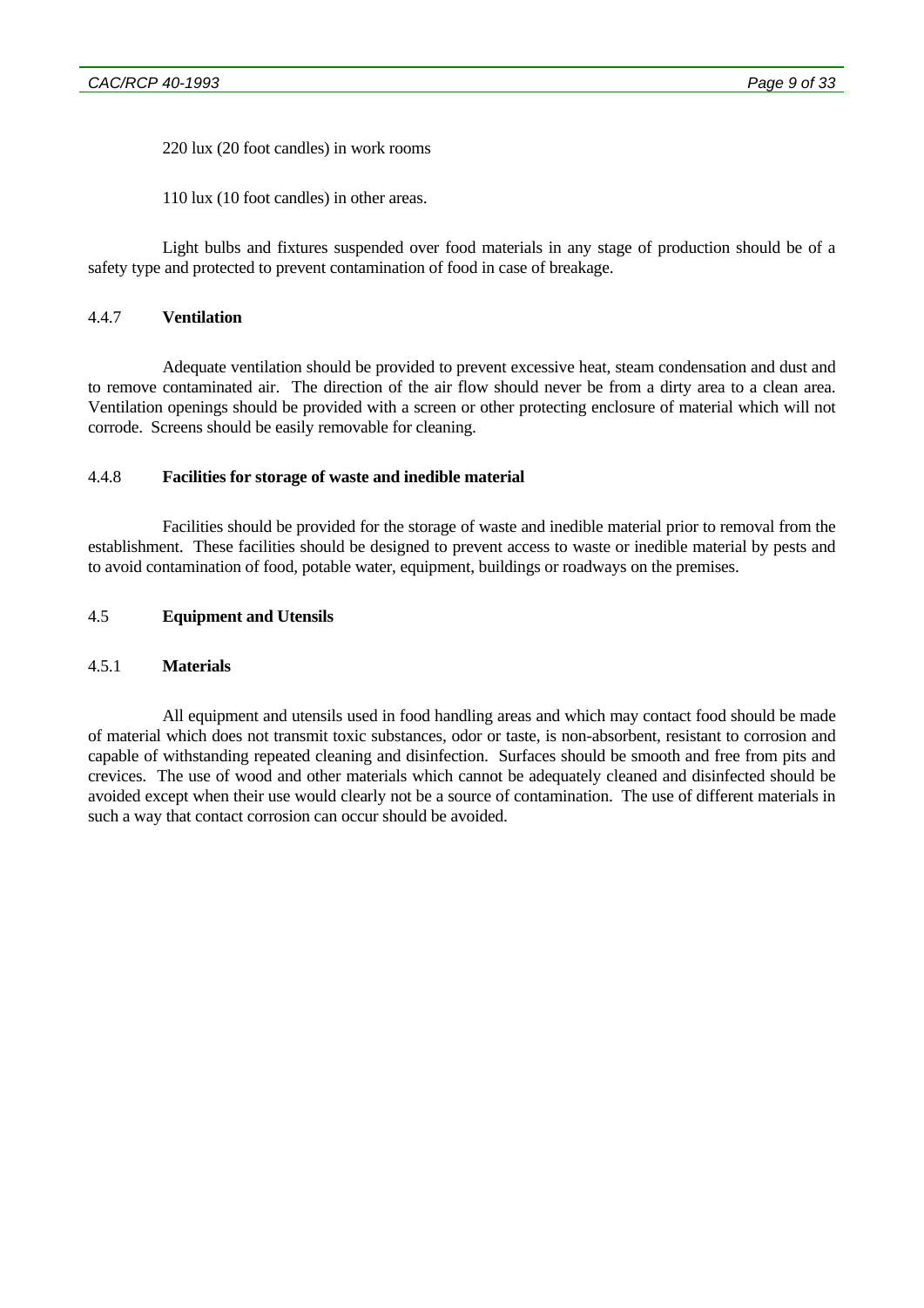220 lux (20 foot candles) in work rooms

110 lux (10 foot candles) in other areas.

Light bulbs and fixtures suspended over food materials in any stage of production should be of a safety type and protected to prevent contamination of food in case of breakage.

#### 4.4.7 **Ventilation**

Adequate ventilation should be provided to prevent excessive heat, steam condensation and dust and to remove contaminated air. The direction of the air flow should never be from a dirty area to a clean area. Ventilation openings should be provided with a screen or other protecting enclosure of material which will not corrode. Screens should be easily removable for cleaning.

#### 4.4.8 **Facilities for storage of waste and inedible material**

Facilities should be provided for the storage of waste and inedible material prior to removal from the establishment. These facilities should be designed to prevent access to waste or inedible material by pests and to avoid contamination of food, potable water, equipment, buildings or roadways on the premises.

### 4.5 **Equipment and Utensils**

#### 4.5.1 **Materials**

All equipment and utensils used in food handling areas and which may contact food should be made of material which does not transmit toxic substances, odor or taste, is non-absorbent, resistant to corrosion and capable of withstanding repeated cleaning and disinfection. Surfaces should be smooth and free from pits and crevices. The use of wood and other materials which cannot be adequately cleaned and disinfected should be avoided except when their use would clearly not be a source of contamination. The use of different materials in such a way that contact corrosion can occur should be avoided.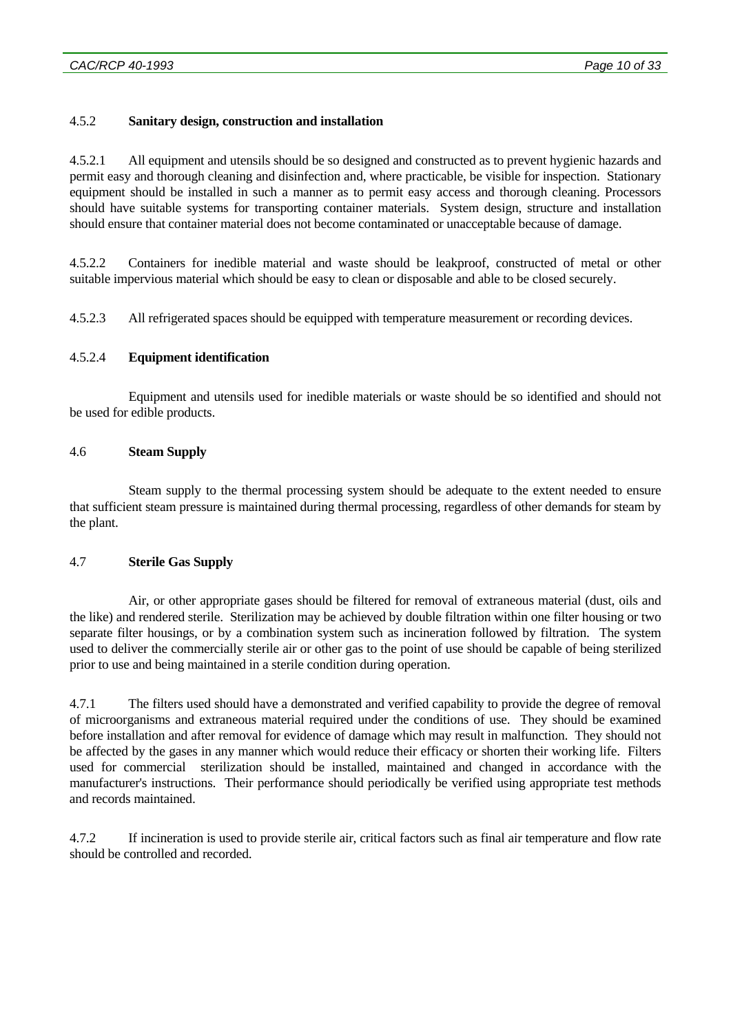#### 4.5.2 Sanitary design, construction and installation

4.5.2.1 All equipment and utensils should be so designed and constructed as to prevent hygienic hazards and permit easy and thorough cleaning and disinfection and, where practicable, be visible for inspection. Stationary equipment should be installed in such a manner as to permit easy access and thorough cleaning. Processors should have suitable systems for transporting container materials. System design, structure and installation should ensure that container material does not become contaminated or unacceptable because of damage.

4.5.2.2 Containers for inedible material and waste should be leakproof, constructed of metal or other suitable impervious material which should be easy to clean or disposable and able to be closed securely.

4.5.2.3 All refrigerated spaces should be equipped with temperature measurement or recording devices.

#### 4.5.2.4 Equipment identification

Equipment and utensils used for inedible materials or waste should be so identified and should not be used for edible products.

### 4.6 Steam Supply

Steam supply to the thermal processing system should be adequate to the extent needed to ensure that sufficient steam pressure is maintained during thermal processing, regardless of other demands for steam by the plant.

### 4.7 Sterile Gas Supply

Air, or other appropriate gases should be filtered for removal of extraneous material (dust, oils and the like) and rendered sterile. Sterilization may be achieved by double filtration within one filter housing or two separate filter housings, or by a combination system such as incineration followed by filtration. The system used to deliver the commercially sterile air or other gas to the point of use should be capable of being sterilized prior to use and being maintained in a sterile condition during operation.

4.7.1 The filters used should have a demonstrated and verified capability to provide the degree of removal of microorganisms and extraneous material required under the conditions of use. They should be examined before installation and after removal for evidence of damage which may result in malfunction. They should not be affected by the gases in any manner which would reduce their efficacy or shorten their working life. Filters used for commercial sterilization should be installed, maintained and changed in accordance with the manufacturer's instructions. Their performance should periodically be verified using appropriate test methods and records maintained.

4.7.2 If incineration is used to provide sterile air, critical factors such as final air temperature and flow rate should be controlled and recorded.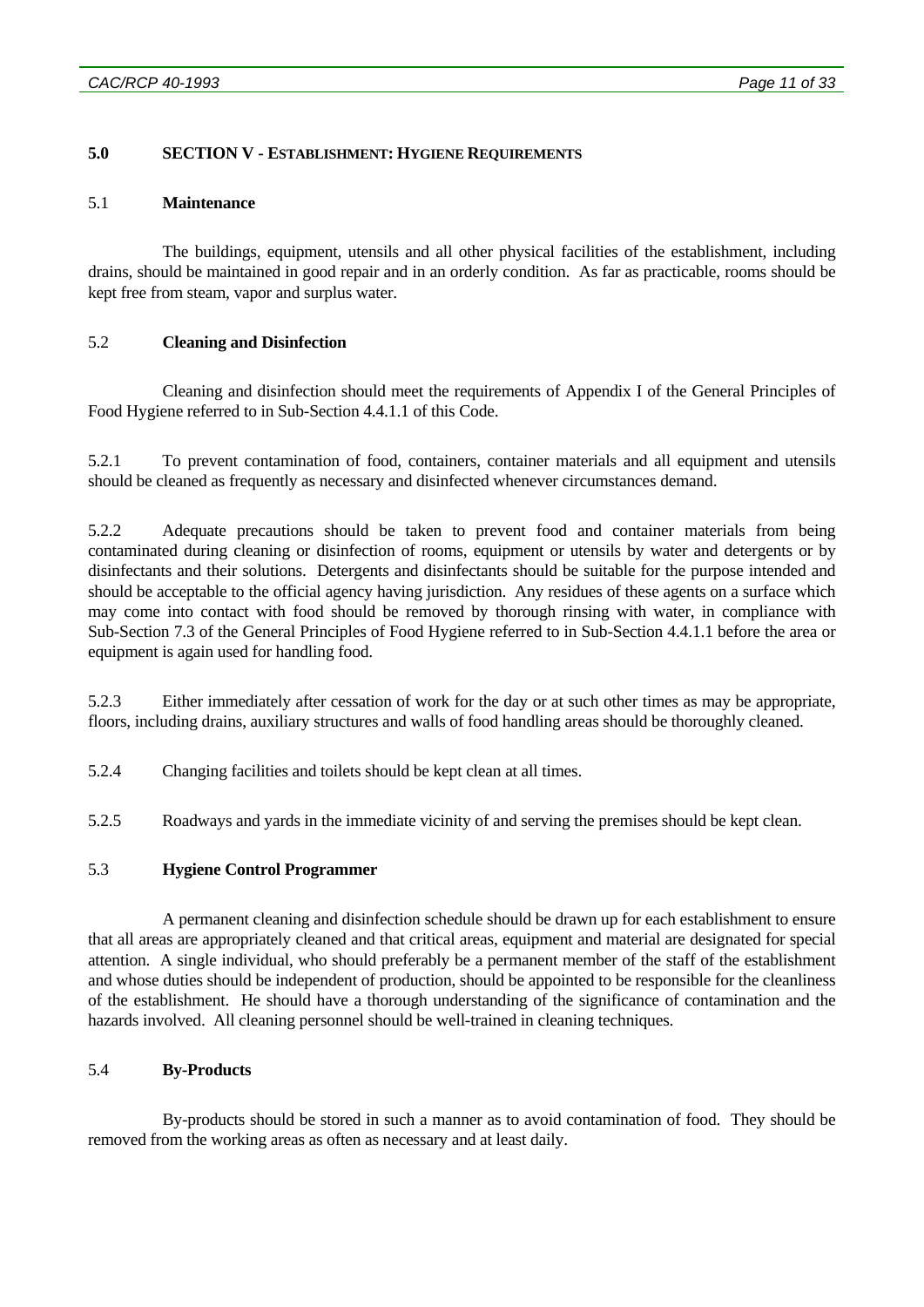## 5.0 SECTION V - ESTABLISHMENT: HYGIENE REQUIREMENTS

### 5.1 Maintenance

The buildings, equipment, utensils and all other physical facilities of the establishment, including drains, should be maintained in good repair and in an orderly condition. As far as practicable, rooms should be kept free from steam, vapor and surplus water.

### 5.2 Cleaning and Disinfection

Cleaning and disinfection should meet the requirements of Appendix I of the General Principles of Food Hygiene referred to in Sub-Section 4.4.1.1 of this Code.

5.2.1 To prevent contamination of food, containers, container materials and all equipment and utensils should be cleaned as frequently as necessary and disinfected whenever circumstances demand.

5.2.2 Adequate precautions should be taken to prevent food and container materials from being contaminated during cleaning or disinfection of rooms, equipment or utensils by water and detergents or by disinfectants and their solutions. Detergents and disinfectants should be suitable for the purpose intended and should be acceptable to the official agency having jurisdiction. Any residues of these agents on a surface which may come into contact with food should be removed by thorough rinsing with water, in compliance with Sub-Section 7.3 of the General Principles of Food Hygiene referred to in Sub-Section 4.4.1.1 before the area or equipment is again used for handling food.

5.2.3 Either immediately after cessation of work for the day or at such other times as may be appropriate, floors, including drains, auxiliary structures and walls of food handling areas should be thoroughly cleaned.

5.2.4 Changing facilities and toilets should be kept clean at all times.

5.2.5 Roadways and yards in the immediate vicinity of and serving the premises should be kept clean.

### 5.3 Hygiene Control Programmer

A permanent cleaning and disinfection schedule should be drawn up for each establishment to ensure that all areas are appropriately cleaned and that critical areas, equipment and material are designated for special attention. A single individual, who should preferably be a permanent member of the staff of the establishment and whose duties should be independent of production, should be appointed to be responsible for the cleanliness of the establishment. He should have a thorough understanding of the significance of contamination and the hazards involved. All cleaning personnel should be well-trained in cleaning techniques.

### 5.4 By-Products

By-products should be stored in such a manner as to avoid contamination of food. They should be removed from the working areas as often as necessary and at least daily.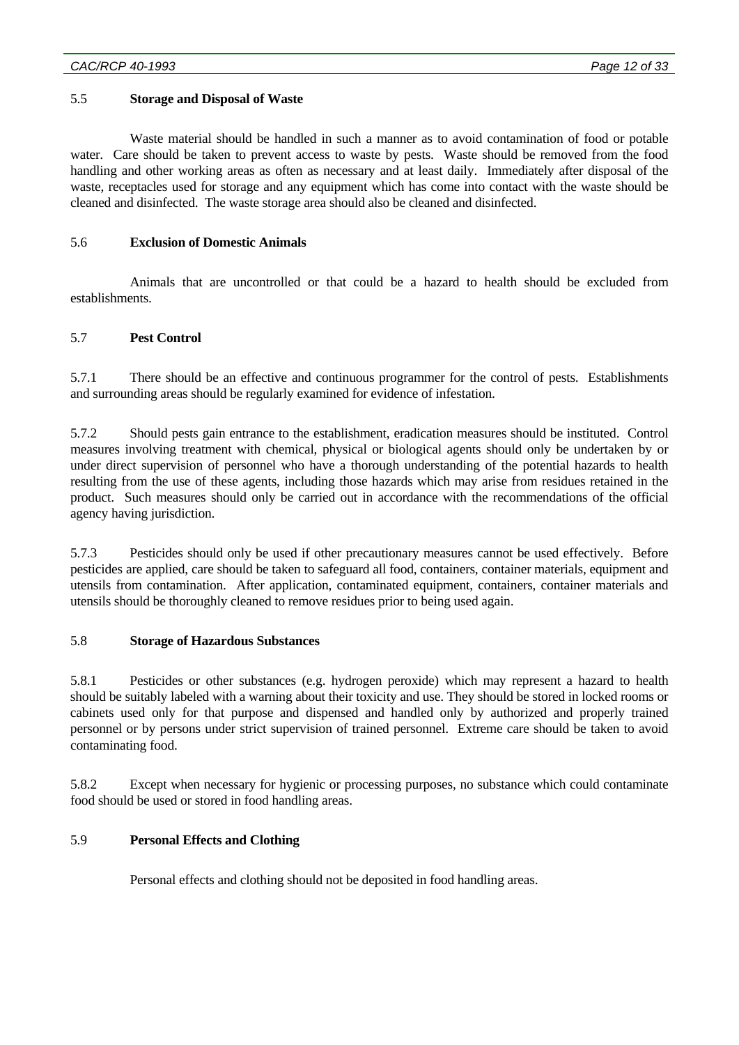### 5.5 Storage and Disposal of Waste

Waste material should be handled in such a manner as to avoid contamination of food or potable water. Care should be taken to prevent access to waste by pests. Waste should be removed from the food handling and other working areas as often as necessary and at least daily. Immediately after disposal of the waste, receptacles used for storage and any equipment which has come into contact with the waste should be cleaned and disinfected. The waste storage area should also be cleaned and disinfected.

### 5.6 Exclusion of Domestic Animals

Animals that are uncontrolled or that could be a hazard to health should be excluded from establishments.

### 5.7 Pest Control

5.7.1 There should be an effective and continuous programmer for the control of pests. Establishments and surrounding areas should be regularly examined for evidence of infestation.

5.7.2 Should pests gain entrance to the establishment, eradication measures should be instituted. Control measures involving treatment with chemical, physical or biological agents should only be undertaken by or under direct supervision of personnel who have a thorough understanding of the potential hazards to health resulting from the use of these agents, including those hazards which may arise from residues retained in the product. Such measures should only be carried out in accordance with the recommendations of the official agency having jurisdiction.

5.7.3 Pesticides should only be used if other precautionary measures cannot be used effectively. Before pesticides are applied, care should be taken to safeguard all food, containers, container materials, equipment and utensils from contamination. After application, contaminated equipment, containers, container materials and utensils should be thoroughly cleaned to remove residues prior to being used again.

### 5.8 Storage of Hazardous Substances

5.8.1 Pesticides or other substances (e.g. hydrogen peroxide) which may represent a hazard to health should be suitably labeled with a warning about their toxicity and use. They should be stored in locked rooms or cabinets used only for that purpose and dispensed and handled only by authorized and properly trained personnel or by persons under strict supervision of trained personnel. Extreme care should be taken to avoid contaminating food.

5.8.2 Except when necessary for hygienic or processing purposes, no substance which could contaminate food should be used or stored in food handling areas.

### 5.9 Personal Effects and Clothing

Personal effects and clothing should not be deposited in food handling areas.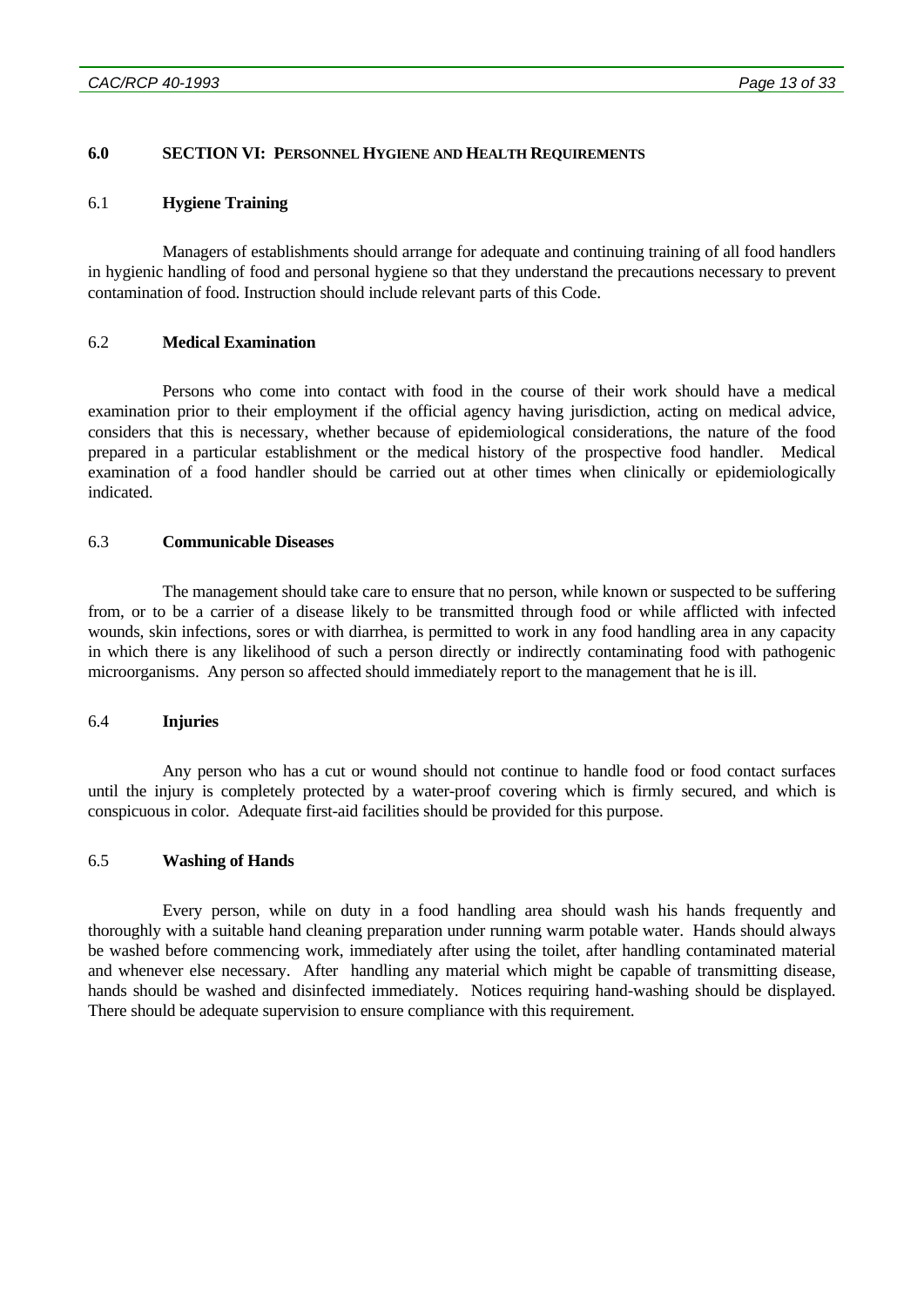## 6.0 SECTION VI: PERSONNEL HYGIENE AND HEALTH REQUIREMENTS

### 6.1 Hygiene Training

Managers of establishments should arrange for adequate and continuing training of all food handlers in hygienic handling of food and personal hygiene so that they understand the precautions necessary to prevent contamination of food. Instruction should include relevant parts of this Code.

### 6.2 Medical Examination

Persons who come into contact with food in the course of their work should have a medical examination prior to their employment if the official agency having jurisdiction, acting on medical advice, considers that this is necessary, whether because of epidemiological considerations, the nature of the food prepared in a particular establishment or the medical history of the prospective food handler. Medical examination of a food handler should be carried out at other times when clinically or epidemiologically indicated.

### 6.3 Communicable Diseases

The management should take care to ensure that no person, while known or suspected to be suffering from, or to be a carrier of a disease likely to be transmitted through food or while afflicted with infected wounds, skin infections, sores or with diarrhea, is permitted to work in any food handling area in any capacity in which there is any likelihood of such a person directly or indirectly contaminating food with pathogenic microorganisms. Any person so affected should immediately report to the management that he is ill.

### 6.4 Injuries

Any person who has a cut or wound should not continue to handle food or food contact surfaces until the injury is completely protected by a water-proof covering which is firmly secured, and which is conspicuous in color. Adequate first-aid facilities should be provided for this purpose.

### 6.5 Washing of Hands

Every person, while on duty in a food handling area should wash his hands frequently and thoroughly with a suitable hand cleaning preparation under running warm potable water. Hands should always be washed before commencing work, immediately after using the toilet, after handling contaminated material and whenever else necessary. After handling any material which might be capable of transmitting disease, hands should be washed and disinfected immediately. Notices requiring hand-washing should be displayed. There should be adequate supervision to ensure compliance with this requirement.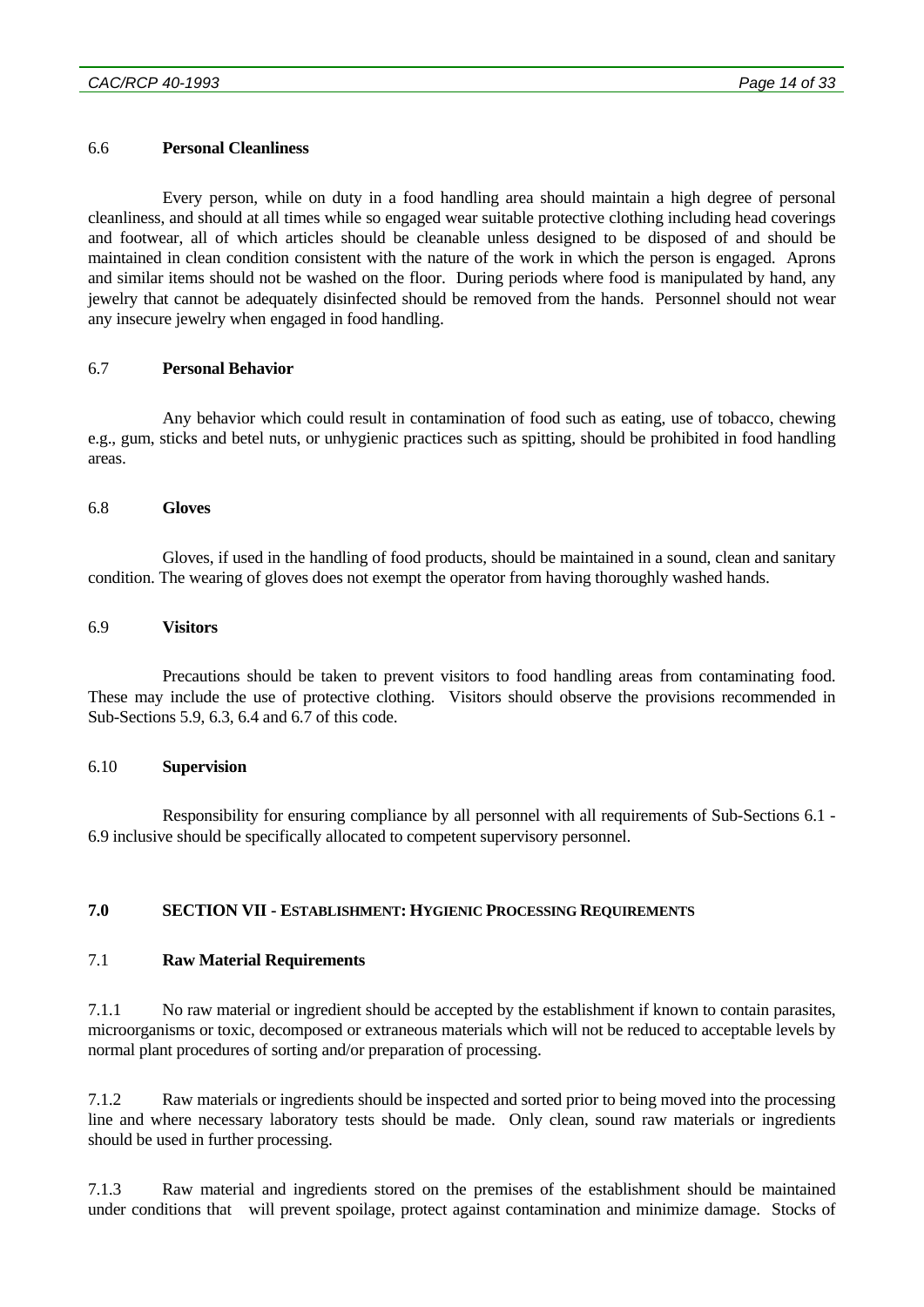### 6.6 **Personal Cleanliness**

Every person, while on duty in a food handling area should maintain a high degree of personal cleanliness, and should at all times while so engaged wear suitable protective clothing including head coverings and footwear, all of which articles should be cleanable unless designed to be disposed of and should be maintained in clean condition consistent with the nature of the work in which the person is engaged. Aprons and similar items should not be washed on the floor. During periods where food is manipulated by hand, any jewelry that cannot be adequately disinfected should be removed from the hands. Personnel should not wear any insecure jewelry when engaged in food handling.

### 6.7 **Personal Behavior**

Any behavior which could result in contamination of food such as eating, use of tobacco, chewing e.g., gum, sticks and betel nuts, or unhygienic practices such as spitting, should be prohibited in food handling areas.

### 6.8 **Gloves**

Gloves, if used in the handling of food products, should be maintained in a sound, clean and sanitary condition. The wearing of gloves does not exempt the operator from having thoroughly washed hands.

### 6.9 **Visitors**

Precautions should be taken to prevent visitors to food handling areas from contaminating food. These may include the use of protective clothing. Visitors should observe the provisions recommended in Sub-Sections 5.9, 6.3, 6.4 and 6.7 of this code.

### 6.10 **Supervision**

Responsibility for ensuring compliance by all personnel with all requirements of Sub-Sections 6.1 - 6.9 inclusive should be specifically allocated to competent supervisory personnel.

## 7.0 **SECTION VII - ESTABLISHMENT: HYGIENIC PROCESSING REQUIREMENTS**

### 7.1 **Raw Material Requirements**

7.1.1 No raw material or ingredient should be accepted by the establishment if known to contain parasites, microorganisms or toxic, decomposed or extraneous materials which will not be reduced to acceptable levels by normal plant procedures of sorting and/or preparation of processing.

7.1.2 Raw materials or ingredients should be inspected and sorted prior to being moved into the processing line and where necessary laboratory tests should be made. Only clean, sound raw materials or ingredients should be used in further processing.

7.1.3 Raw material and ingredients stored on the premises of the establishment should be maintained under conditions that will prevent spoilage, protect against contamination and minimize damage. Stocks of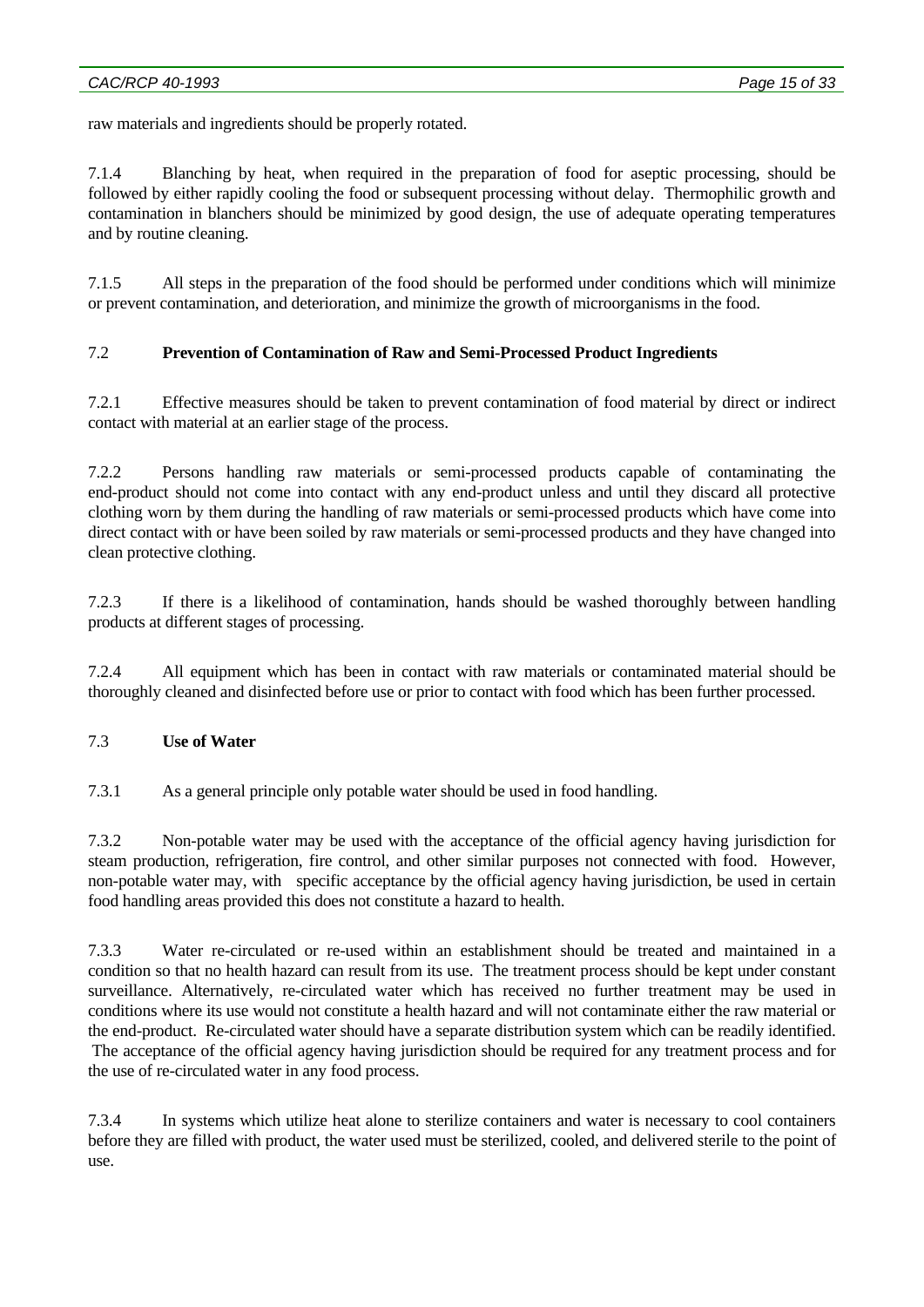raw materials and ingredients should be properly rotated.

7.1.4 Blanching by heat, when required in the preparation of food for aseptic processing, should be followed by either rapidly cooling the food or subsequent processing without delay. Thermophilic growth and contamination in blanchers should be minimized by good design, the use of adequate operating temperatures and by routine cleaning.

7.1.5 All steps in the preparation of the food should be performed under conditions which will minimize or prevent contamination, and deterioration, and minimize the growth of microorganisms in the food.

### 7.2 Prevention of Contamination of Raw and Semi-Processed Product Ingredients

7.2.1 Effective measures should be taken to prevent contamination of food material by direct or indirect contact with material at an earlier stage of the process.

7.2.2 Persons handling raw materials or semi-processed products capable of contaminating the end-product should not come into contact with any end-product unless and until they discard all protective clothing worn by them during the handling of raw materials or semi-processed products which have come into direct contact with or have been soiled by raw materials or semi-processed products and they have changed into clean protective clothing.

7.2.3 If there is a likelihood of contamination, hands should be washed thoroughly between handling products at different stages of processing.

7.2.4 All equipment which has been in contact with raw materials or contaminated material should be thoroughly cleaned and disinfected before use or prior to contact with food which has been further processed.

### 7.3 Use of Water

7.3.1 As a general principle only potable water should be used in food handling.

7.3.2 Non-potable water may be used with the acceptance of the official agency having jurisdiction for steam production, refrigeration, fire control, and other similar purposes not connected with food. However, non-potable water may, with specific acceptance by the official agency having jurisdiction, be used in certain food handling areas provided this does not constitute a hazard to health.

7.3.3 Water re-circulated or re-used within an establishment should be treated and maintained in a condition so that no health hazard can result from its use. The treatment process should be kept under constant surveillance. Alternatively, re-circulated water which has received no further treatment may be used in conditions where its use would not constitute a health hazard and will not contaminate either the raw material or the end-product. Re-circulated water should have a separate distribution system which can be readily identified. The acceptance of the official agency having jurisdiction should be required for any treatment process and for the use of re-circulated water in any food process.

7.3.4 In systems which utilize heat alone to sterilize containers and water is necessary to cool containers before they are filled with product, the water used must be sterilized, cooled, and delivered sterile to the point of use.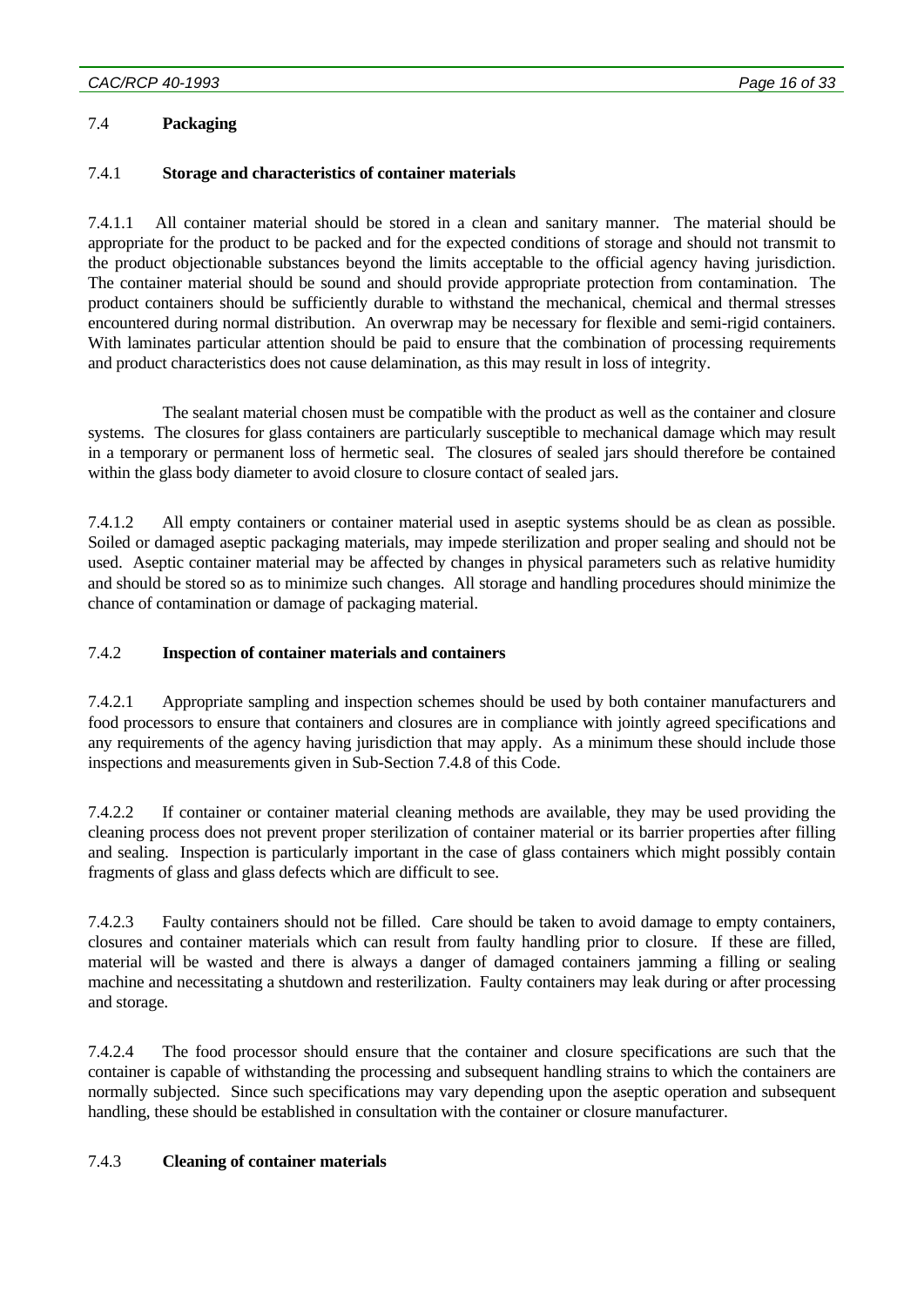### 7.4 **Packaging**

#### 7.4.1 **Storage and characteristics of container materials**

7.4.1.1 All container material should be stored in a clean and sanitary manner. The material should be appropriate for the product to be packed and for the expected conditions of storage and should not transmit to the product objectionable substances beyond the limits acceptable to the official agency having jurisdiction. The container material should be sound and should provide appropriate protection from contamination. The product containers should be sufficiently durable to withstand the mechanical, chemical and thermal stresses encountered during normal distribution. An overwrap may be necessary for flexible and semi-rigid containers. With laminates particular attention should be paid to ensure that the combination of processing requirements and product characteristics does not cause delamination, as this may result in loss of integrity.

The sealant material chosen must be compatible with the product as well as the container and closure systems. The closures for glass containers are particularly susceptible to mechanical damage which may result in a temporary or permanent loss of hermetic seal. The closures of sealed jars should therefore be contained within the glass body diameter to avoid closure to closure contact of sealed jars.

7.4.1.2 All empty containers or container material used in aseptic systems should be as clean as possible. Soiled or damaged aseptic packaging materials, may impede sterilization and proper sealing and should not be used. Aseptic container material may be affected by changes in physical parameters such as relative humidity and should be stored so as to minimize such changes. All storage and handling procedures should minimize the chance of contamination or damage of packaging material.

#### 7.4.2 **Inspection of container materials and containers**

7.4.2.1 Appropriate sampling and inspection schemes should be used by both container manufacturers and food processors to ensure that containers and closures are in compliance with jointly agreed specifications and any requirements of the agency having jurisdiction that may apply. As a minimum these should include those inspections and measurements given in Sub-Section 7.4.8 of this Code.

7.4.2.2 If container or container material cleaning methods are available, they may be used providing the cleaning process does not prevent proper sterilization of container material or its barrier properties after filling and sealing. Inspection is particularly important in the case of glass containers which might possibly contain fragments of glass and glass defects which are difficult to see.

7.4.2.3 Faulty containers should not be filled. Care should be taken to avoid damage to empty containers, closures and container materials which can result from faulty handling prior to closure. If these are filled, material will be wasted and there is always a danger of damaged containers jamming a filling or sealing machine and necessitating a shutdown and resterilization. Faulty containers may leak during or after processing and storage.

7.4.2.4 The food processor should ensure that the container and closure specifications are such that the container is capable of withstanding the processing and subsequent handling strains to which the containers are normally subjected. Since such specifications may vary depending upon the aseptic operation and subsequent handling, these should be established in consultation with the container or closure manufacturer.

#### 7.4.3 **Cleaning of container materials**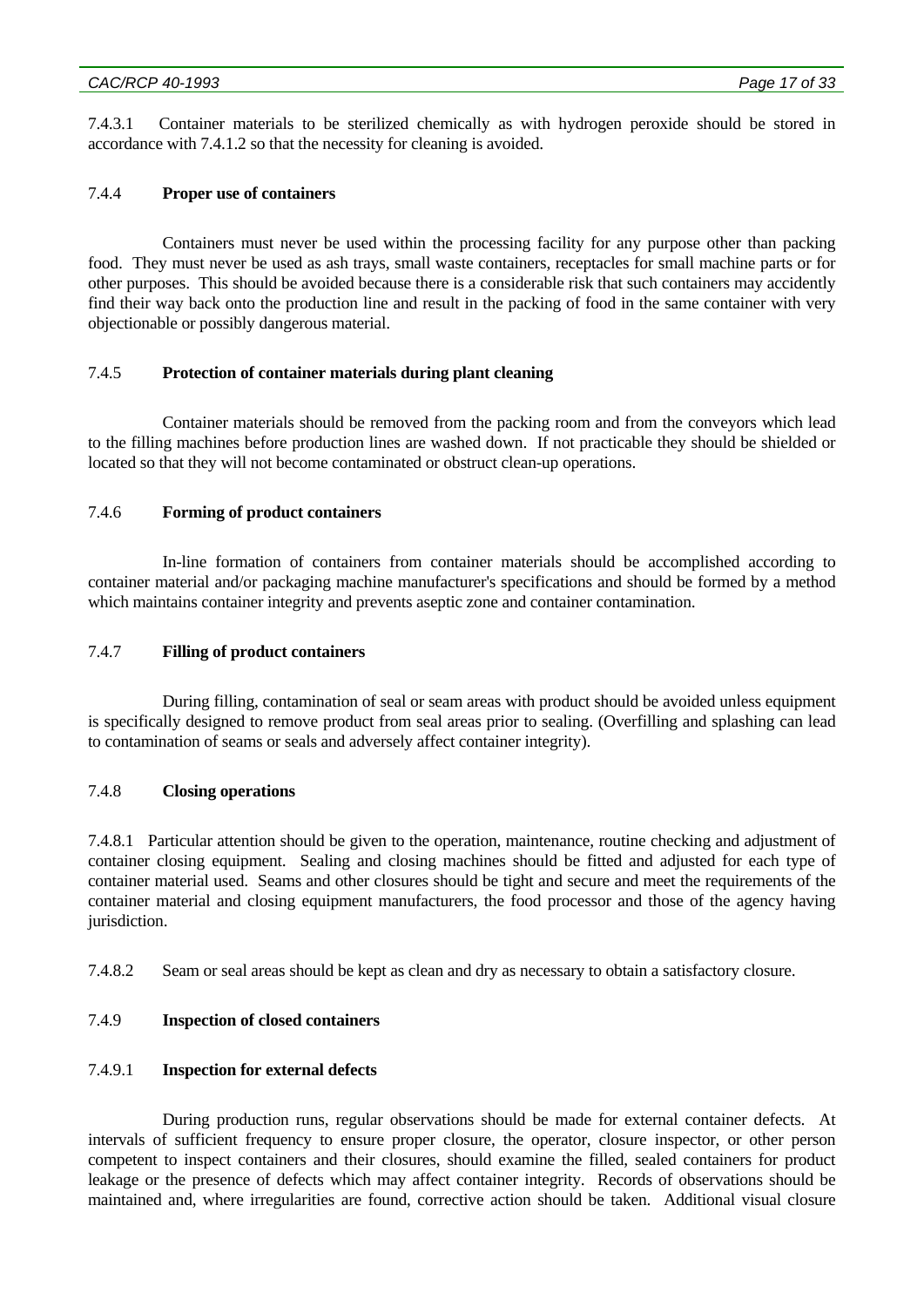7.4.3.1 Container materials to be sterilized chemically as with hydrogen peroxide should be stored in accordance with 7.4.1.2 so that the necessity for cleaning is avoided.

### 7.4.4 **Proper use of containers**

Containers must never be used within the processing facility for any purpose other than packing food. They must never be used as ash trays, small waste containers, receptacles for small machine parts or for other purposes. This should be avoided because there is a considerable risk that such containers may accidently find their way back onto the production line and result in the packing of food in the same container with very objectionable or possibly dangerous material.

### 7.4.5 **Protection of container materials during plant cleaning**

Container materials should be removed from the packing room and from the conveyors which lead to the filling machines before production lines are washed down. If not practicable they should be shielded or located so that they will not become contaminated or obstruct clean-up operations.

### 7.4.6 **Forming of product containers**

In-line formation of containers from container materials should be accomplished according to container material and/or packaging machine manufacturer's specifications and should be formed by a method which maintains container integrity and prevents aseptic zone and container contamination.

### 7.4.7 **Filling of product containers**

During filling, contamination of seal or seam areas with product should be avoided unless equipment is specifically designed to remove product from seal areas prior to sealing. (Overfilling and splashing can lead to contamination of seams or seals and adversely affect container integrity).

### 7.4.8 **Closing operations**

7.4.8.1 Particular attention should be given to the operation, maintenance, routine checking and adjustment of container closing equipment. Sealing and closing machines should be fitted and adjusted for each type of container material used. Seams and other closures should be tight and secure and meet the requirements of the container material and closing equipment manufacturers, the food processor and those of the agency having jurisdiction.

7.4.8.2 Seam or seal areas should be kept as clean and dry as necessary to obtain a satisfactory closure.

### 7.4.9 **Inspection of closed containers**

#### 7.4.9.1 **Inspection for external defects**

During production runs, regular observations should be made for external container defects. At intervals of sufficient frequency to ensure proper closure, the operator, closure inspector, or other person competent to inspect containers and their closures, should examine the filled, sealed containers for product leakage or the presence of defects which may affect container integrity. Records of observations should be maintained and, where irregularities are found, corrective action should be taken. Additional visual closure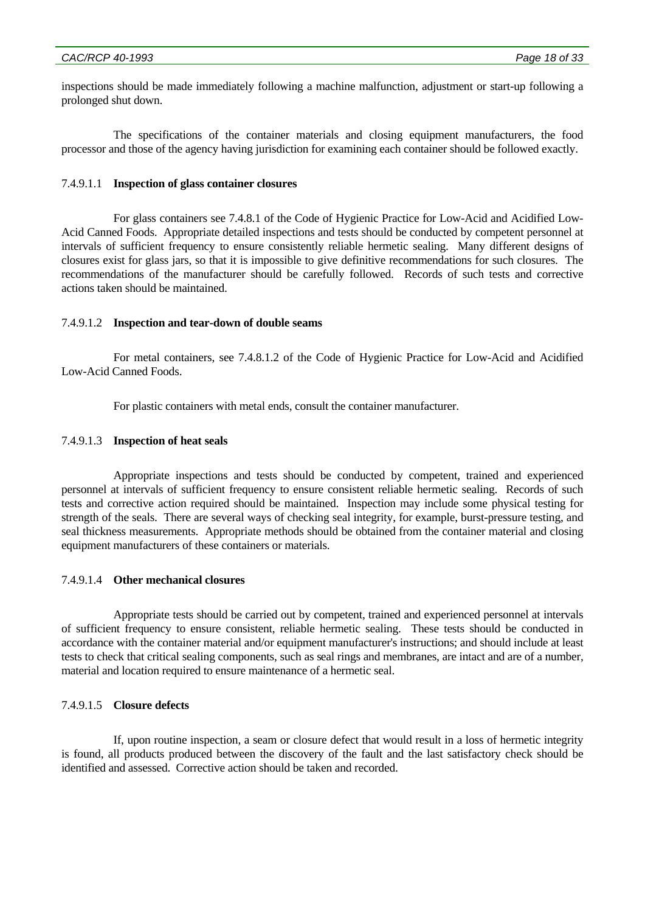inspections should be made immediately following a machine malfunction, adjustment or start-up following a prolonged shut down.

The specifications of the container materials and closing equipment manufacturers, the food processor and those of the agency having jurisdiction for examining each container should be followed exactly.

7.4.9.1.1 **Inspection of glass container closures**

For glass containers see 7.4.8.1 of the Code of Hygienic Practice for Low-Acid and Acidified Low-Acid Canned Foods. Appropriate detailed inspections and tests should be conducted by competent personnel at intervals of sufficient frequency to ensure consistently reliable hermetic sealing. Many different designs of closures exist for glass jars, so that it is impossible to give definitive recommendations for such closures. The recommendations of the manufacturer should be carefully followed. Records of such tests and corrective actions taken should be maintained.

7.4.9.1.2 **Inspection and tear-down of double seams**

For metal containers, see 7.4.8.1.2 of the Code of Hygienic Practice for Low-Acid and Acidified Low-Acid Canned Foods.

For plastic containers with metal ends, consult the container manufacturer.

7.4.9.1.3 **Inspection of heat seals**

Appropriate inspections and tests should be conducted by competent, trained and experienced personnel at intervals of sufficient frequency to ensure consistent reliable hermetic sealing. Records of such tests and corrective action required should be maintained. Inspection may include some physical testing for strength of the seals. There are several ways of checking seal integrity, for example, burst-pressure testing, and seal thickness measurements. Appropriate methods should be obtained from the container material and closing equipment manufacturers of these containers or materials.

7.4.9.1.4 **Other mechanical closures**

Appropriate tests should be carried out by competent, trained and experienced personnel at intervals of sufficient frequency to ensure consistent, reliable hermetic sealing. These tests should be conducted in accordance with the container material and/or equipment manufacturer's instructions; and should include at least tests to check that critical sealing components, such as seal rings and membranes, are intact and are of a number, material and location required to ensure maintenance of a hermetic seal.

7.4.9.1.5 **Closure defects**

If, upon routine inspection, a seam or closure defect that would result in a loss of hermetic integrity is found, all products produced between the discovery of the fault and the last satisfactory check should be identified and assessed. Corrective action should be taken and recorded.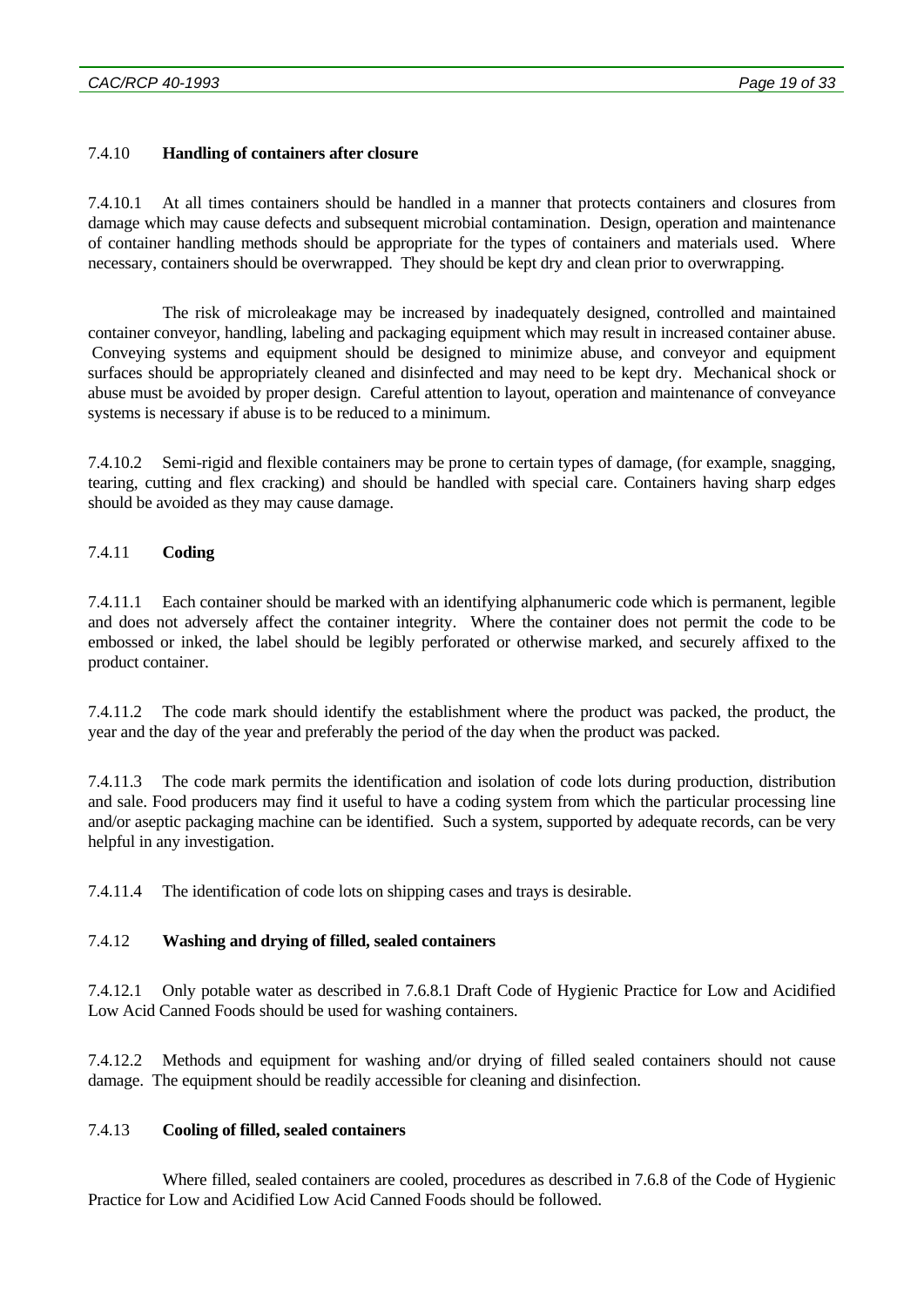### 7.4.10 **Handling of containers after closure**

7.4.10.1 At all times containers should be handled in a manner that protects containers and closures from damage which may cause defects and subsequent microbial contamination. Design, operation and maintenance of container handling methods should be appropriate for the types of containers and materials used. Where necessary, containers should be overwrapped. They should be kept dry and clean prior to overwrapping.

The risk of microleakage may be increased by inadequately designed, controlled and maintained container conveyor, handling, labeling and packaging equipment which may result in increased container abuse. Conveying systems and equipment should be designed to minimize abuse, and conveyor and equipment surfaces should be appropriately cleaned and disinfected and may need to be kept dry. Mechanical shock or abuse must be avoided by proper design. Careful attention to layout, operation and maintenance of conveyance systems is necessary if abuse is to be reduced to a minimum.

7.4.10.2 Semi-rigid and flexible containers may be prone to certain types of damage, (for example, snagging, tearing, cutting and flex cracking) and should be handled with special care. Containers having sharp edges should be avoided as they may cause damage.

### 7.4.11 **Coding**

7.4.11.1 Each container should be marked with an identifying alphanumeric code which is permanent, legible and does not adversely affect the container integrity. Where the container does not permit the code to be embossed or inked, the label should be legibly perforated or otherwise marked, and securely affixed to the product container.

7.4.11.2 The code mark should identify the establishment where the product was packed, the product, the year and the day of the year and preferably the period of the day when the product was packed.

7.4.11.3 The code mark permits the identification and isolation of code lots during production, distribution and sale. Food producers may find it useful to have a coding system from which the particular processing line and/or aseptic packaging machine can be identified. Such a system, supported by adequate records, can be very helpful in any investigation.

7.4.11.4 The identification of code lots on shipping cases and trays is desirable.

### 7.4.12 **Washing and drying of filled, sealed containers**

7.4.12.1 Only potable water as described in 7.6.8.1 Draft Code of Hygienic Practice for Low and Acidified Low Acid Canned Foods should be used for washing containers.

7.4.12.2 Methods and equipment for washing and/or drying of filled sealed containers should not cause damage. The equipment should be readily accessible for cleaning and disinfection.

### 7.4.13 **Cooling of filled, sealed containers**

Where filled, sealed containers are cooled, procedures as described in 7.6.8 of the Code of Hygienic Practice for Low and Acidified Low Acid Canned Foods should be followed.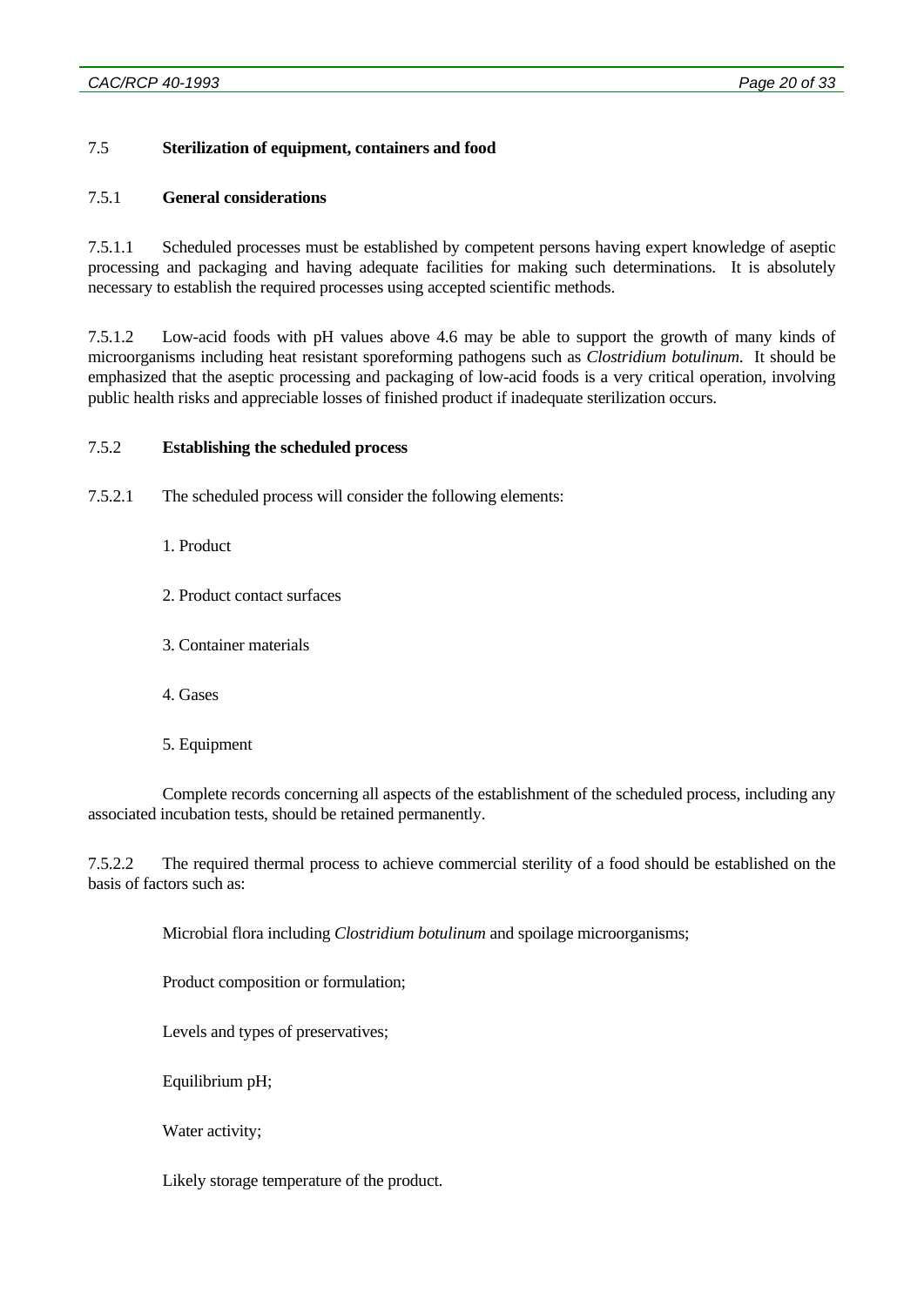### 7.5 **Sterilization of equipment, containers and food**

#### 7.5.1 **General considerations**

7.5.1.1 Scheduled processes must be established by competent persons having expert knowledge of aseptic processing and packaging and having adequate facilities for making such determinations. It is absolutely necessary to establish the required processes using accepted scientific methods.

7.5.1.2 Low-acid foods with pH values above 4.6 may be able to support the growth of many kinds of microorganisms including heat resistant sporeforming pathogens such as *Clostridium botulinum*. It should be emphasized that the aseptic processing and packaging of low-acid foods is a very critical operation, involving public health risks and appreciable losses of finished product if inadequate sterilization occurs.

#### 7.5.2 **Establishing the scheduled process**

7.5.2.1 The scheduled process will consider the following elements:

1. Product

2. Product contact surfaces

3. Container materials

4. Gases

5. Equipment

Complete records concerning all aspects of the establishment of the scheduled process, including any associated incubation tests, should be retained permanently.

7.5.2.2 The required thermal process to achieve commercial sterility of a food should be established on the basis of factors such as:

Microbial flora including *Clostridium botulinum* and spoilage microorganisms;

Product composition or formulation;

Levels and types of preservatives;

Equilibrium pH;

Water activity;

Likely storage temperature of the product.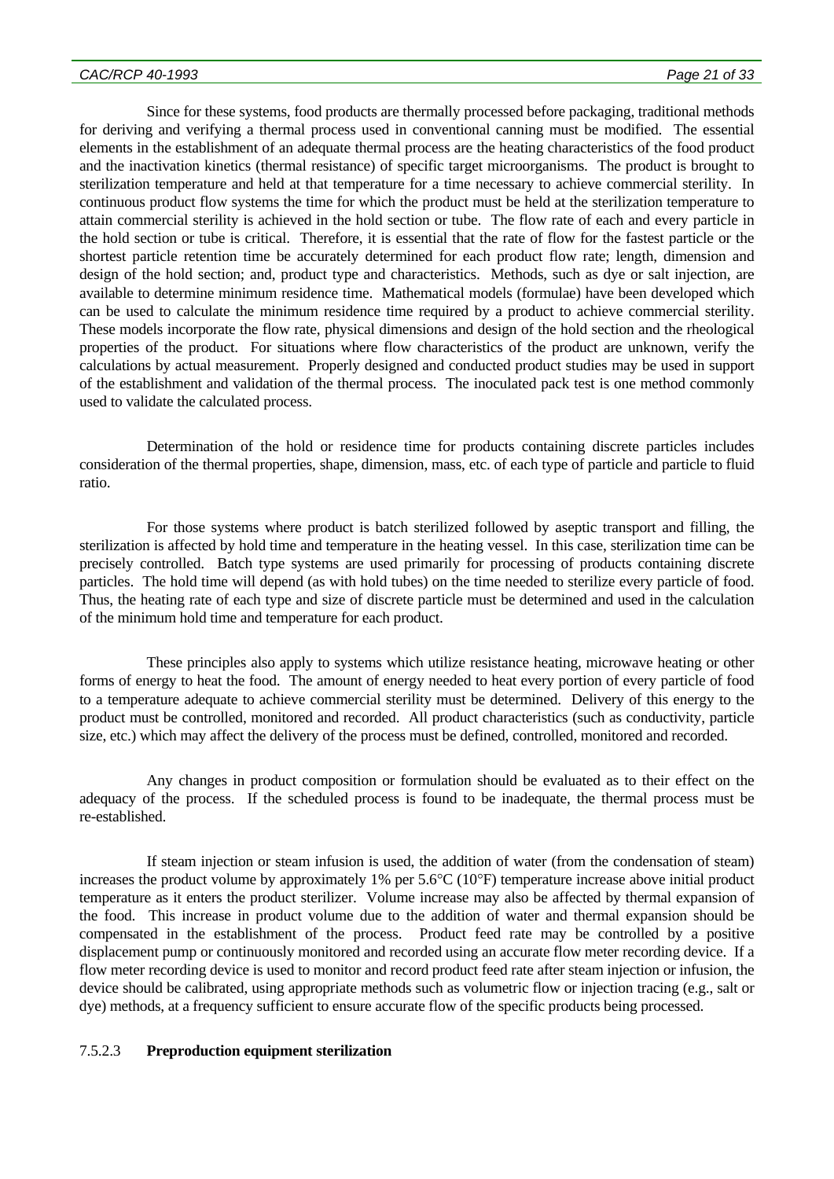Since for these systems, food products are thermally processed before packaging, traditional methods for deriving and verifying a thermal process used in conventional canning must be modified. The essential elements in the establishment of an adequate thermal process are the heating characteristics of the food product and the inactivation kinetics (thermal resistance) of specific target microorganisms. The product is brought to sterilization temperature and held at that temperature for a time necessary to achieve commercial sterility. In continuous product flow systems the time for which the product must be held at the sterilization temperature to attain commercial sterility is achieved in the hold section or tube. The flow rate of each and every particle in the hold section or tube is critical. Therefore, it is essential that the rate of flow for the fastest particle or the shortest particle retention time be accurately determined for each product flow rate; length, dimension and design of the hold section; and, product type and characteristics. Methods, such as dye or salt injection, are available to determine minimum residence time. Mathematical models (formulae) have been developed which can be used to calculate the minimum residence time required by a product to achieve commercial sterility. These models incorporate the flow rate, physical dimensions and design of the hold section and the rheological properties of the product. For situations where flow characteristics of the product are unknown, verify the calculations by actual measurement. Properly designed and conducted product studies may be used in support of the establishment and validation of the thermal process. The inoculated pack test is one method commonly used to validate the calculated process.

Determination of the hold or residence time for products containing discrete particles includes consideration of the thermal properties, shape, dimension, mass, etc. of each type of particle and particle to fluid ratio.

For those systems where product is batch sterilized followed by aseptic transport and filling, the sterilization is affected by hold time and temperature in the heating vessel. In this case, sterilization time can be precisely controlled. Batch type systems are used primarily for processing of products containing discrete particles. The hold time will depend (as with hold tubes) on the time needed to sterilize every particle of food. Thus, the heating rate of each type and size of discrete particle must be determined and used in the calculation of the minimum hold time and temperature for each product.

These principles also apply to systems which utilize resistance heating, microwave heating or other forms of energy to heat the food. The amount of energy needed to heat every portion of every particle of food to a temperature adequate to achieve commercial sterility must be determined. Delivery of this energy to the product must be controlled, monitored and recorded. All product characteristics (such as conductivity, particle size, etc.) which may affect the delivery of the process must be defined, controlled, monitored and recorded.

Any changes in product composition or formulation should be evaluated as to their effect on the adequacy of the process. If the scheduled process is found to be inadequate, the thermal process must be re-established.

If steam injection or steam infusion is used, the addition of water (from the condensation of steam) increases the product volume by approximately 1% per 5.6°C (10°F) temperature increase above initial product temperature as it enters the product sterilizer. Volume increase may also be affected by thermal expansion of the food. This increase in product volume due to the addition of water and thermal expansion should be compensated in the establishment of the process. Product feed rate may be controlled by a positive displacement pump or continuously monitored and recorded using an accurate flow meter recording device. If a flow meter recording device is used to monitor and record product feed rate after steam injection or infusion, the device should be calibrated, using appropriate methods such as volumetric flow or injection tracing (e.g., salt or dye) methods, at a frequency sufficient to ensure accurate flow of the specific products being processed.

#### 7.5.2.3 **Preproduction equipment sterilization**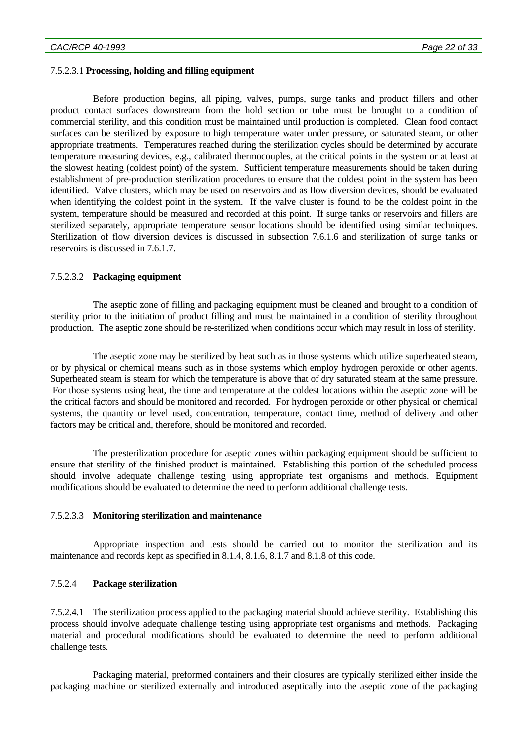7.5.2.3.1 **Processing, holding and filling equipment**

Before production begins, all piping, valves, pumps, surge tanks and product fillers and other product contact surfaces downstream from the hold section or tube must be brought to a condition of commercial sterility, and this condition must be maintained until production is completed. Clean food contact surfaces can be sterilized by exposure to high temperature water under pressure, or saturated steam, or other appropriate treatments. Temperatures reached during the sterilization cycles should be determined by accurate temperature measuring devices, e.g., calibrated thermocouples, at the critical points in the system or at least at the slowest heating (coldest point) of the system. Sufficient temperature measurements should be taken during establishment of pre-production sterilization procedures to ensure that the coldest point in the system has been identified. Valve clusters, which may be used on reservoirs and as flow diversion devices, should be evaluated when identifying the coldest point in the system. If the valve cluster is found to be the coldest point in the system, temperature should be measured and recorded at this point. If surge tanks or reservoirs and fillers are sterilized separately, appropriate temperature sensor locations should be identified using similar techniques. Sterilization of flow diversion devices is discussed in subsection 7.6.1.6 and sterilization of surge tanks or reservoirs is discussed in 7.6.1.7.

7.5.2.3.2 **Packaging equipment**

The aseptic zone of filling and packaging equipment must be cleaned and brought to a condition of sterility prior to the initiation of product filling and must be maintained in a condition of sterility throughout production. The aseptic zone should be re-sterilized when conditions occur which may result in loss of sterility.

The aseptic zone may be sterilized by heat such as in those systems which utilize superheated steam, or by physical or chemical means such as in those systems which employ hydrogen peroxide or other agents. Superheated steam is steam for which the temperature is above that of dry saturated steam at the same pressure. For those systems using heat, the time and temperature at the coldest locations within the aseptic zone will be the critical factors and should be monitored and recorded. For hydrogen peroxide or other physical or chemical systems, the quantity or level used, concentration, temperature, contact time, method of delivery and other factors may be critical and, therefore, should be monitored and recorded.

The presterilization procedure for aseptic zones within packaging equipment should be sufficient to ensure that sterility of the finished product is maintained. Establishing this portion of the scheduled process should involve adequate challenge testing using appropriate test organisms and methods. Equipment modifications should be evaluated to determine the need to perform additional challenge tests.

7.5.2.3.3 **Monitoring sterilization and maintenance**

Appropriate inspection and tests should be carried out to monitor the sterilization and its maintenance and records kept as specified in 8.1.4, 8.1.6, 8.1.7 and 8.1.8 of this code.

7.5.2.4 **Package sterilization**

7.5.2.4.1 The sterilization process applied to the packaging material should achieve sterility. Establishing this process should involve adequate challenge testing using appropriate test organisms and methods. Packaging material and procedural modifications should be evaluated to determine the need to perform additional challenge tests.

Packaging material, preformed containers and their closures are typically sterilized either inside the packaging machine or sterilized externally and introduced aseptically into the aseptic zone of the packaging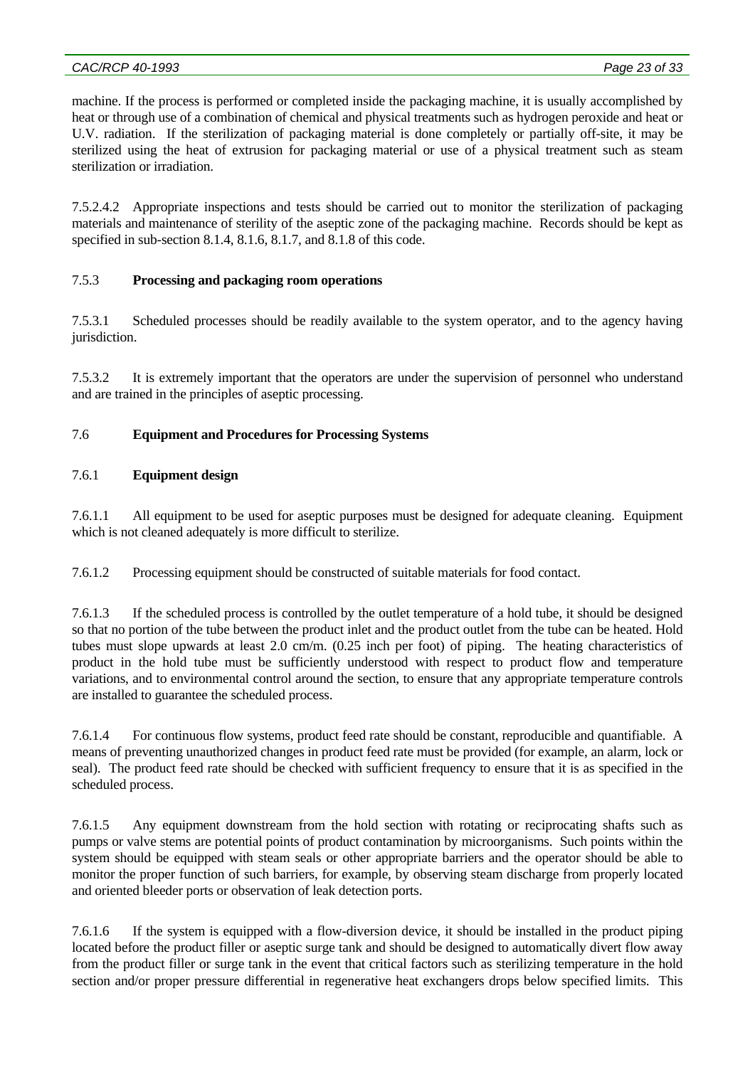machine. If the process is performed or completed inside the packaging machine, it is usually accomplished by heat or through use of a combination of chemical and physical treatments such as hydrogen peroxide and heat or U.V. radiation. If the sterilization of packaging material is done completely or partially off-site, it may be sterilized using the heat of extrusion for packaging material or use of a physical treatment such as steam sterilization or irradiation.

7.5.2.4.2 Appropriate inspections and tests should be carried out to monitor the sterilization of packaging materials and maintenance of sterility of the aseptic zone of the packaging machine. Records should be kept as specified in sub-section 8.1.4, 8.1.6, 8.1.7, and 8.1.8 of this code.

### 7.5.3 **Processing and packaging room operations**

7.5.3.1 Scheduled processes should be readily available to the system operator, and to the agency having jurisdiction.

7.5.3.2 It is extremely important that the operators are under the supervision of personnel who understand and are trained in the principles of aseptic processing.

## 7.6 **Equipment and Procedures for Processing Systems**

### 7.6.1 **Equipment design**

7.6.1.1 All equipment to be used for aseptic purposes must be designed for adequate cleaning. Equipment which is not cleaned adequately is more difficult to sterilize.

7.6.1.2 Processing equipment should be constructed of suitable materials for food contact.

7.6.1.3 If the scheduled process is controlled by the outlet temperature of a hold tube, it should be designed so that no portion of the tube between the product inlet and the product outlet from the tube can be heated. Hold tubes must slope upwards at least 2.0 cm/m. (0.25 inch per foot) of piping. The heating characteristics of product in the hold tube must be sufficiently understood with respect to product flow and temperature variations, and to environmental control around the section, to ensure that any appropriate temperature controls are installed to guarantee the scheduled process.

7.6.1.4 For continuous flow systems, product feed rate should be constant, reproducible and quantifiable. A means of preventing unauthorized changes in product feed rate must be provided (for example, an alarm, lock or seal). The product feed rate should be checked with sufficient frequency to ensure that it is as specified in the scheduled process.

7.6.1.5 Any equipment downstream from the hold section with rotating or reciprocating shafts such as pumps or valve stems are potential points of product contamination by microorganisms. Such points within the system should be equipped with steam seals or other appropriate barriers and the operator should be able to monitor the proper function of such barriers, for example, by observing steam discharge from properly located and oriented bleeder ports or observation of leak detection ports.

7.6.1.6 If the system is equipped with a flow-diversion device, it should be installed in the product piping located before the product filler or aseptic surge tank and should be designed to automatically divert flow away from the product filler or surge tank in the event that critical factors such as sterilizing temperature in the hold section and/or proper pressure differential in regenerative heat exchangers drops below specified limits. This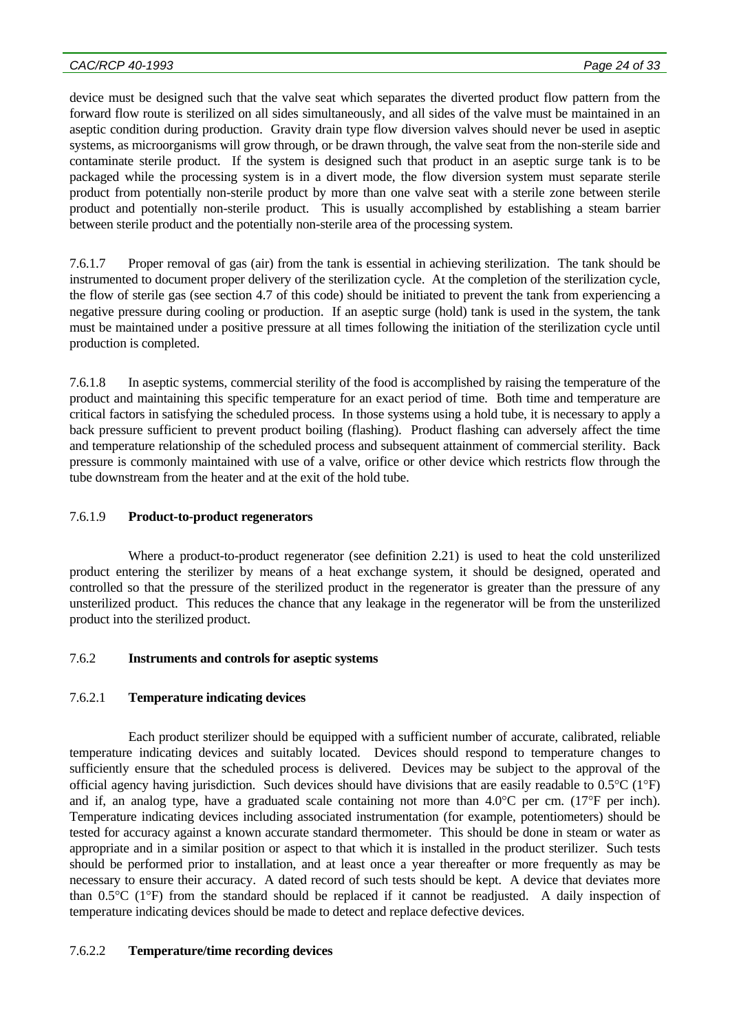device must be designed such that the valve seat which separates the diverted product flow pattern from the forward flow route is sterilized on all sides simultaneously, and all sides of the valve must be maintained in an aseptic condition during production. Gravity drain type flow diversion valves should never be used in aseptic systems, as microorganisms will grow through, or be drawn through, the valve seat from the non-sterile side and contaminate sterile product. If the system is designed such that product in an aseptic surge tank is to be packaged while the processing system is in a divert mode, the flow diversion system must separate sterile product from potentially non-sterile product by more than one valve seat with a sterile zone between sterile product and potentially non-sterile product. This is usually accomplished by establishing a steam barrier between sterile product and the potentially non-sterile area of the processing system.

7.6.1.7 Proper removal of gas (air) from the tank is essential in achieving sterilization. The tank should be instrumented to document proper delivery of the sterilization cycle. At the completion of the sterilization cycle, the flow of sterile gas (see section 4.7 of this code) should be initiated to prevent the tank from experiencing a negative pressure during cooling or production. If an aseptic surge (hold) tank is used in the system, the tank must be maintained under a positive pressure at all times following the initiation of the sterilization cycle until production is completed.

7.6.1.8 In aseptic systems, commercial sterility of the food is accomplished by raising the temperature of the product and maintaining this specific temperature for an exact period of time. Both time and temperature are critical factors in satisfying the scheduled process. In those systems using a hold tube, it is necessary to apply a back pressure sufficient to prevent product boiling (flashing). Product flashing can adversely affect the time and temperature relationship of the scheduled process and subsequent attainment of commercial sterility. Back pressure is commonly maintained with use of a valve, orifice or other device which restricts flow through the tube downstream from the heater and at the exit of the hold tube.

7.6.1.9 **Product-to-product regenerators**

Where a product-to-product regenerator (see definition 2.21) is used to heat the cold unsterilized product entering the sterilizer by means of a heat exchange system, it should be designed, operated and controlled so that the pressure of the sterilized product in the regenerator is greater than the pressure of any unsterilized product. This reduces the chance that any leakage in the regenerator will be from the unsterilized product into the sterilized product.

7.6.2 **Instruments and controls for aseptic systems**

7.6.2.1 **Temperature indicating devices**

Each product sterilizer should be equipped with a sufficient number of accurate, calibrated, reliable temperature indicating devices and suitably located. Devices should respond to temperature changes to sufficiently ensure that the scheduled process is delivered. Devices may be subject to the approval of the official agency having jurisdiction. Such devices should have divisions that are easily readable to 0.5°C (1°F) and if, an analog type, have a graduated scale containing not more than 4.0°C per cm. (17°F per inch). Temperature indicating devices including associated instrumentation (for example, potentiometers) should be tested for accuracy against a known accurate standard thermometer. This should be done in steam or water as appropriate and in a similar position or aspect to that which it is installed in the product sterilizer. Such tests should be performed prior to installation, and at least once a year thereafter or more frequently as may be necessary to ensure their accuracy. A dated record of such tests should be kept. A device that deviates more than 0.5°C (1°F) from the standard should be replaced if it cannot be readjusted. A daily inspection of temperature indicating devices should be made to detect and replace defective devices.

7.6.2.2 **Temperature/time recording devices**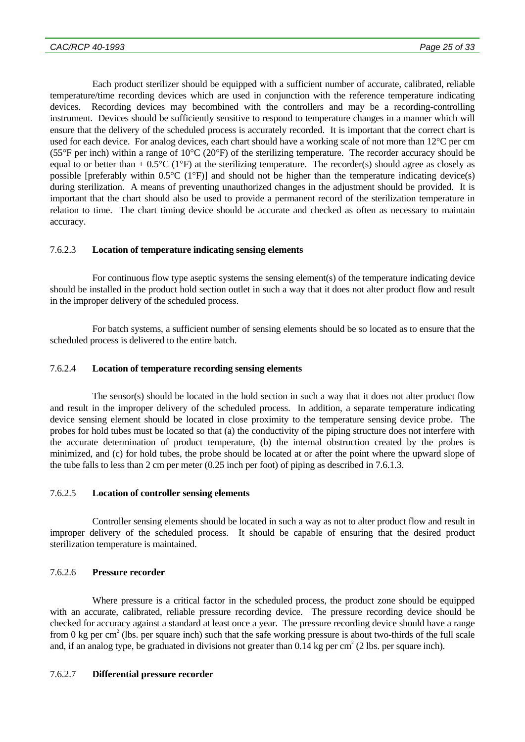Each product sterilizer should be equipped with a sufficient number of accurate, calibrated, reliable temperature/time recording devices which are used in conjunction with the reference temperature indicating devices. Recording devices may becombined with the controllers and may be a recording-controlling instrument. Devices should be sufficiently sensitive to respond to temperature changes in a manner which will ensure that the delivery of the scheduled process is accurately recorded. It is important that the correct chart is used for each device. For analog devices, each chart should have a working scale of not more than 12°C per cm (55°F per inch) within a range of 10°C (20°F) of the sterilizing temperature. The recorder accuracy should be equal to or better than + 0.5°C (1°F) at the sterilizing temperature. The recorder(s) should agree as closely as possible [preferably within 0.5°C (1°F)] and should not be higher than the temperature indicating device(s) during sterilization. A means of preventing unauthorized changes in the adjustment should be provided. It is important that the chart should also be used to provide a permanent record of the sterilization temperature in relation to time. The chart timing device should be accurate and checked as often as necessary to maintain accuracy.

#### 7.6.2.3 **Location of temperature indicating sensing elements**

For continuous flow type aseptic systems the sensing element(s) of the temperature indicating device should be installed in the product hold section outlet in such a way that it does not alter product flow and result in the improper delivery of the scheduled process.

For batch systems, a sufficient number of sensing elements should be so located as to ensure that the scheduled process is delivered to the entire batch.

#### 7.6.2.4 **Location of temperature recording sensing elements**

The sensor(s) should be located in the hold section in such a way that it does not alter product flow and result in the improper delivery of the scheduled process. In addition, a separate temperature indicating device sensing element should be located in close proximity to the temperature sensing device probe. The probes for hold tubes must be located so that (a) the conductivity of the piping structure does not interfere with the accurate determination of product temperature, (b) the internal obstruction created by the probes is minimized, and (c) for hold tubes, the probe should be located at or after the point where the upward slope of the tube falls to less than 2 cm per meter (0.25 inch per foot) of piping as described in 7.6.1.3.

#### 7.6.2.5 **Location of controller sensing elements**

Controller sensing elements should be located in such a way as not to alter product flow and result in improper delivery of the scheduled process. It should be capable of ensuring that the desired product sterilization temperature is maintained.

#### 7.6.2.6 **Pressure recorder**

Where pressure is a critical factor in the scheduled process, the product zone should be equipped with an accurate, calibrated, reliable pressure recording device. The pressure recording device should be checked for accuracy against a standard at least once a year. The pressure recording device should have a range from 0 kg per $cm^2$ (lbs. per square inch) such that the safe working pressure is about two-thirds of the full scale and, if an analog type, be graduated in divisions not greater than 0.14 kg per $cm^2$ (2 lbs. per square inch).

#### 7.6.2.7 **Differential pressure recorder**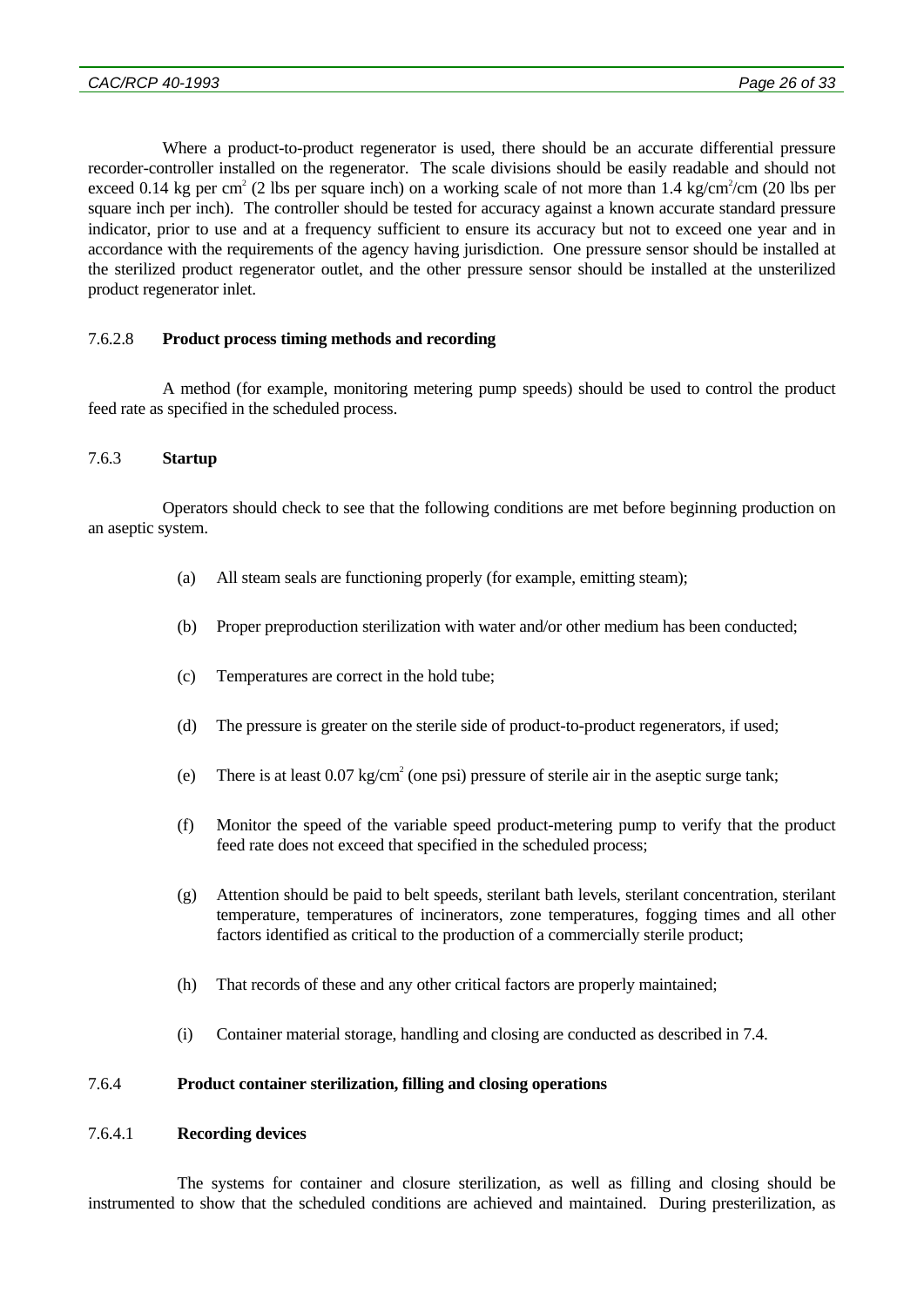Where a product-to-product regenerator is used, there should be an accurate differential pressure recorder-controller installed on the regenerator. The scale divisions should be easily readable and should not exceed 0.14 kg per $cm^2$ (2 lbs per square inch) on a working scale of not more than 1.4 $kg/cm^2/cm$ (20 lbs per square inch per inch). The controller should be tested for accuracy against a known accurate standard pressure indicator, prior to use and at a frequency sufficient to ensure its accuracy but not to exceed one year and in accordance with the requirements of the agency having jurisdiction. One pressure sensor should be installed at the sterilized product regenerator outlet, and the other pressure sensor should be installed at the unsterilized product regenerator inlet.

7.6.2.8 **Product process timing methods and recording**

A method (for example, monitoring metering pump speeds) should be used to control the product feed rate as specified in the scheduled process.

7.6.3 **Startup**

Operators should check to see that the following conditions are met before beginning production on an aseptic system.

(a) All steam seals are functioning properly (for example, emitting steam);

(b) Proper preproduction sterilization with water and/or other medium has been conducted;

(c) Temperatures are correct in the hold tube;

(d) The pressure is greater on the sterile side of product-to-product regenerators, if used;

(e) There is at least 0.07 $kg/cm^2$ (one psi) pressure of sterile air in the aseptic surge tank;

(f) Monitor the speed of the variable speed product-metering pump to verify that the product feed rate does not exceed that specified in the scheduled process;

(g) Attention should be paid to belt speeds, sterilant bath levels, sterilant concentration, sterilant temperature, temperatures of incinerators, zone temperatures, fogging times and all other factors identified as critical to the production of a commercially sterile product;

(h) That records of these and any other critical factors are properly maintained;

(i) Container material storage, handling and closing are conducted as described in 7.4.

7.6.4 **Product container sterilization, filling and closing operations**

7.6.4.1 **Recording devices**

The systems for container and closure sterilization, as well as filling and closing should be instrumented to show that the scheduled conditions are achieved and maintained. During presterilization, as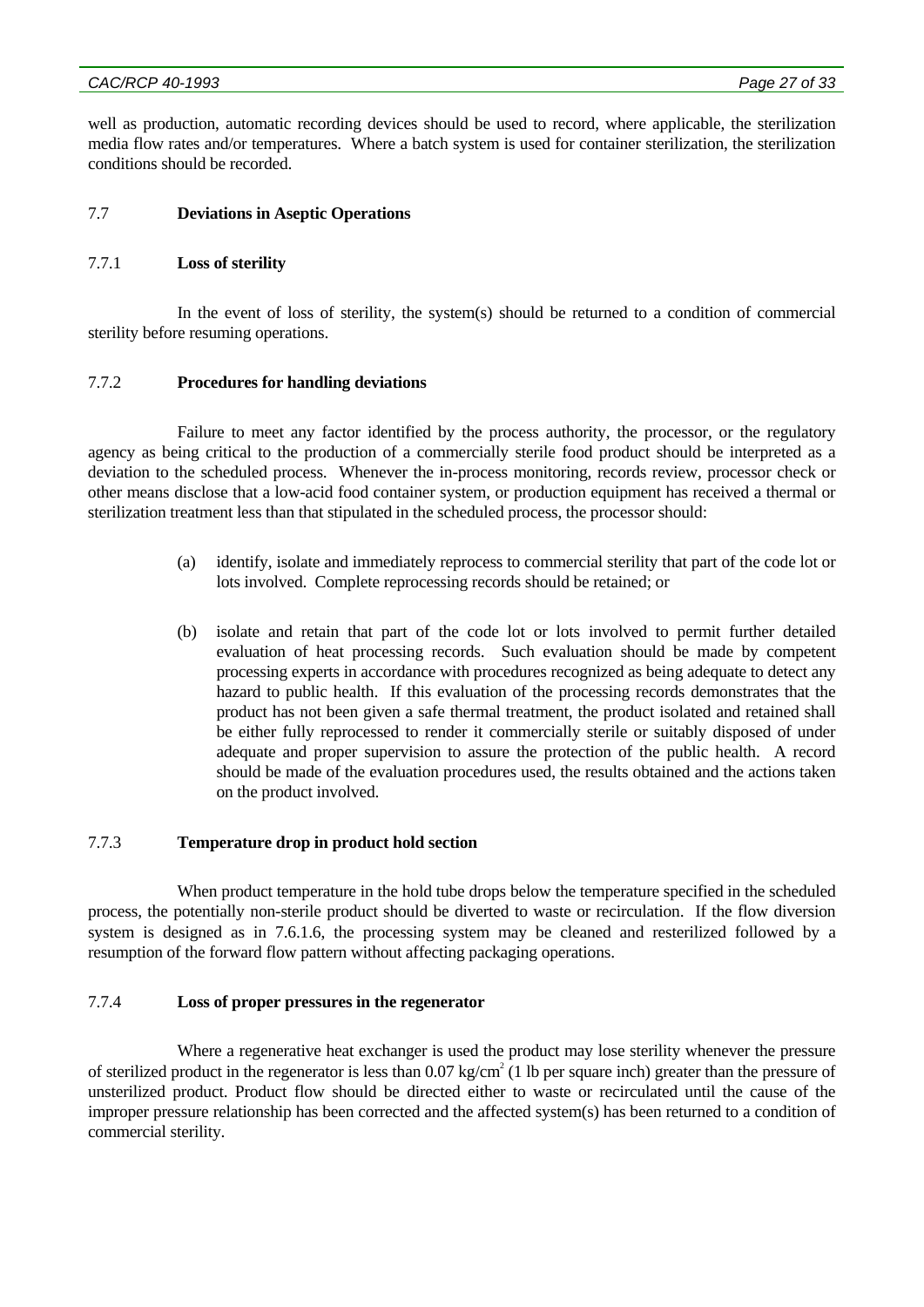well as production, automatic recording devices should be used to record, where applicable, the sterilization media flow rates and/or temperatures. Where a batch system is used for container sterilization, the sterilization conditions should be recorded.

### 7.7 Deviations in Aseptic Operations

#### 7.7.1 Loss of sterility

In the event of loss of sterility, the system(s) should be returned to a condition of commercial sterility before resuming operations.

#### 7.7.2 Procedures for handling deviations

Failure to meet any factor identified by the process authority, the processor, or the regulatory agency as being critical to the production of a commercially sterile food product should be interpreted as a deviation to the scheduled process. Whenever the in-process monitoring, records review, processor check or other means disclose that a low-acid food container system, or production equipment has received a thermal or sterilization treatment less than that stipulated in the scheduled process, the processor should:

(a) identify, isolate and immediately reprocess to commercial sterility that part of the code lot or lots involved. Complete reprocessing records should be retained; or

(b) isolate and retain that part of the code lot or lots involved to permit further detailed evaluation of heat processing records. Such evaluation should be made by competent processing experts in accordance with procedures recognized as being adequate to detect any hazard to public health. If this evaluation of the processing records demonstrates that the product has not been given a safe thermal treatment, the product isolated and retained shall be either fully reprocessed to render it commercially sterile or suitably disposed of under adequate and proper supervision to assure the protection of the public health. A record should be made of the evaluation procedures used, the results obtained and the actions taken on the product involved.

#### 7.7.3 Temperature drop in product hold section

When product temperature in the hold tube drops below the temperature specified in the scheduled process, the potentially non-sterile product should be diverted to waste or recirculation. If the flow diversion system is designed as in 7.6.1.6, the processing system may be cleaned and resterilized followed by a resumption of the forward flow pattern without affecting packaging operations.

#### 7.7.4 Loss of proper pressures in the regenerator

Where a regenerative heat exchanger is used the product may lose sterility whenever the pressure of sterilized product in the regenerator is less than 0.07 $kg/cm^2$ (1 lb per square inch) greater than the pressure of unsterilized product. Product flow should be directed either to waste or recirculated until the cause of the improper pressure relationship has been corrected and the affected system(s) has been returned to a condition of commercial sterility.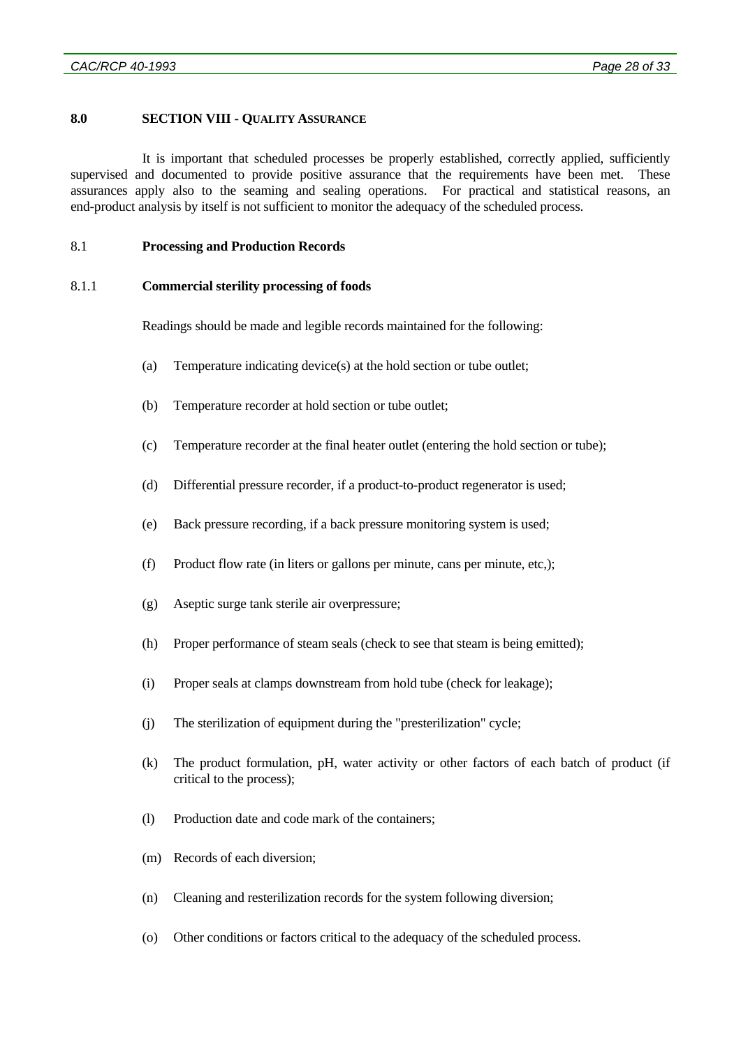## 8.0 SECTION VIII - QUALITY ASSURANCE

It is important that scheduled processes be properly established, correctly applied, sufficiently supervised and documented to provide positive assurance that the requirements have been met. These assurances apply also to the seaming and sealing operations. For practical and statistical reasons, an end-product analysis by itself is not sufficient to monitor the adequacy of the scheduled process.

### 8.1 Processing and Production Records

#### 8.1.1 Commercial sterility processing of foods

Readings should be made and legible records maintained for the following:

(a) Temperature indicating device(s) at the hold section or tube outlet;

(b) Temperature recorder at hold section or tube outlet;

(c) Temperature recorder at the final heater outlet (entering the hold section or tube);

(d) Differential pressure recorder, if a product-to-product regenerator is used;

(e) Back pressure recording, if a back pressure monitoring system is used;

(f) Product flow rate (in liters or gallons per minute, cans per minute, etc,);

(g) Aseptic surge tank sterile air overpressure;

(h) Proper performance of steam seals (check to see that steam is being emitted);

(i) Proper seals at clamps downstream from hold tube (check for leakage);

(j) The sterilization of equipment during the "presterilization" cycle;

(k) The product formulation, pH, water activity or other factors of each batch of product (if critical to the process);

(l) Production date and code mark of the containers;

(m) Records of each diversion;

(n) Cleaning and resterilization records for the system following diversion;

(o) Other conditions or factors critical to the adequacy of the scheduled process.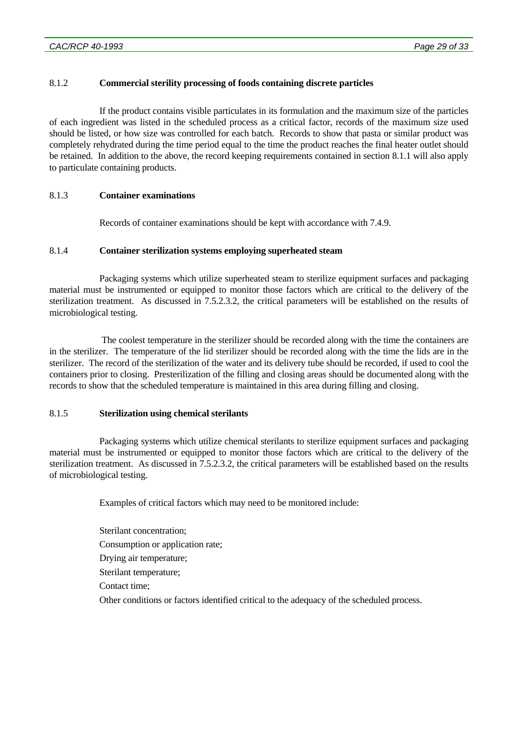#### 8.1.2 **Commercial sterility processing of foods containing discrete particles**

If the product contains visible particulates in its formulation and the maximum size of the particles of each ingredient was listed in the scheduled process as a critical factor, records of the maximum size used should be listed, or how size was controlled for each batch. Records to show that pasta or similar product was completely rehydrated during the time period equal to the time the product reaches the final heater outlet should be retained. In addition to the above, the record keeping requirements contained in section 8.1.1 will also apply to particulate containing products.

#### 8.1.3 **Container examinations**

Records of container examinations should be kept with accordance with 7.4.9.

#### 8.1.4 **Container sterilization systems employing superheated steam**

Packaging systems which utilize superheated steam to sterilize equipment surfaces and packaging material must be instrumented or equipped to monitor those factors which are critical to the delivery of the sterilization treatment. As discussed in 7.5.2.3.2, the critical parameters will be established on the results of microbiological testing.

The coolest temperature in the sterilizer should be recorded along with the time the containers are in the sterilizer. The temperature of the lid sterilizer should be recorded along with the time the lids are in the sterilizer. The record of the sterilization of the water and its delivery tube should be recorded, if used to cool the containers prior to closing. Presterilization of the filling and closing areas should be documented along with the records to show that the scheduled temperature is maintained in this area during filling and closing.

#### 8.1.5 **Sterilization using chemical sterilants**

Packaging systems which utilize chemical sterilants to sterilize equipment surfaces and packaging material must be instrumented or equipped to monitor those factors which are critical to the delivery of the sterilization treatment. As discussed in 7.5.2.3.2, the critical parameters will be established based on the results of microbiological testing.

Examples of critical factors which may need to be monitored include:

Sterilant concentration;
Consumption or application rate;
Drying air temperature;
Sterilant temperature;
Contact time;
Other conditions or factors identified critical to the adequacy of the scheduled process.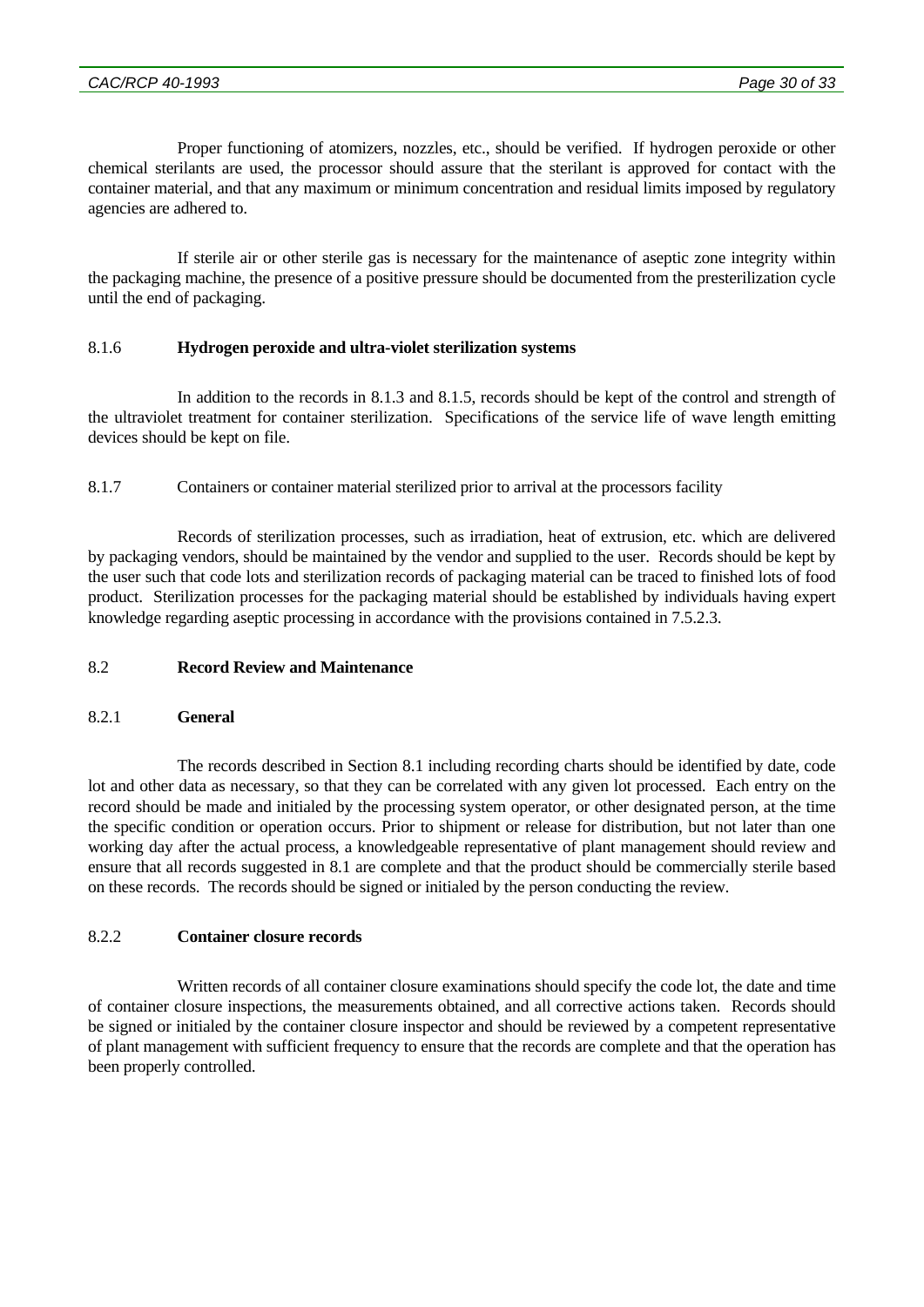Proper functioning of atomizers, nozzles, etc., should be verified. If hydrogen peroxide or other chemical sterilants are used, the processor should assure that the sterilant is approved for contact with the container material, and that any maximum or minimum concentration and residual limits imposed by regulatory agencies are adhered to.

If sterile air or other sterile gas is necessary for the maintenance of aseptic zone integrity within the packaging machine, the presence of a positive pressure should be documented from the presterilization cycle until the end of packaging.

#### 8.1.6 **Hydrogen peroxide and ultra-violet sterilization systems**

In addition to the records in 8.1.3 and 8.1.5, records should be kept of the control and strength of the ultraviolet treatment for container sterilization. Specifications of the service life of wave length emitting devices should be kept on file.

#### 8.1.7 Containers or container material sterilized prior to arrival at the processors facility

Records of sterilization processes, such as irradiation, heat of extrusion, etc. which are delivered by packaging vendors, should be maintained by the vendor and supplied to the user. Records should be kept by the user such that code lots and sterilization records of packaging material can be traced to finished lots of food product. Sterilization processes for the packaging material should be established by individuals having expert knowledge regarding aseptic processing in accordance with the provisions contained in 7.5.2.3.

### 8.2 **Record Review and Maintenance**

#### 8.2.1 **General**

The records described in Section 8.1 including recording charts should be identified by date, code lot and other data as necessary, so that they can be correlated with any given lot processed. Each entry on the record should be made and initialed by the processing system operator, or other designated person, at the time the specific condition or operation occurs. Prior to shipment or release for distribution, but not later than one working day after the actual process, a knowledgeable representative of plant management should review and ensure that all records suggested in 8.1 are complete and that the product should be commercially sterile based on these records. The records should be signed or initialed by the person conducting the review.

#### 8.2.2 **Container closure records**

Written records of all container closure examinations should specify the code lot, the date and time of container closure inspections, the measurements obtained, and all corrective actions taken. Records should be signed or initialed by the container closure inspector and should be reviewed by a competent representative of plant management with sufficient frequency to ensure that the records are complete and that the operation has been properly controlled.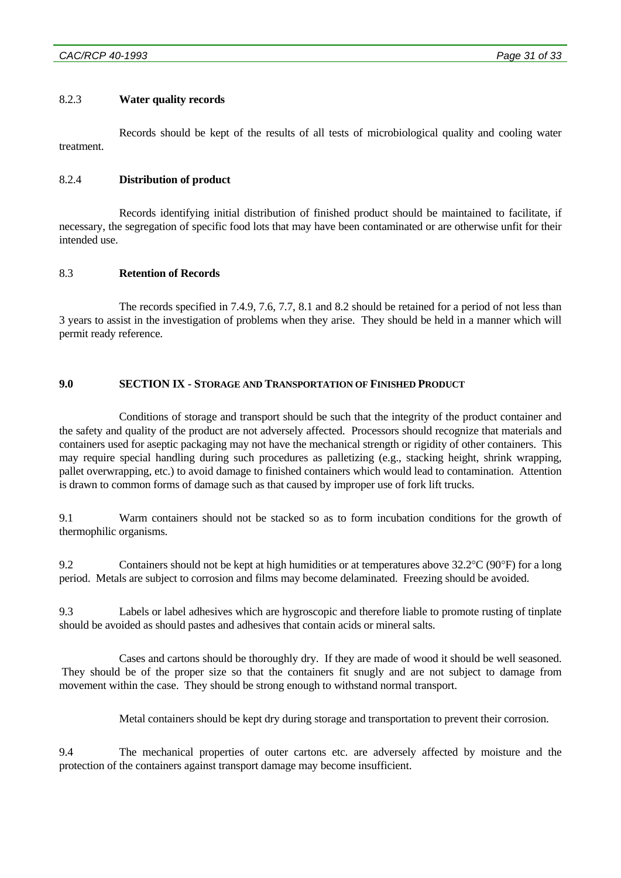#### 8.2.3 **Water quality records**

Records should be kept of the results of all tests of microbiological quality and cooling water treatment.

#### 8.2.4 **Distribution of product**

Records identifying initial distribution of finished product should be maintained to facilitate, if necessary, the segregation of specific food lots that may have been contaminated or are otherwise unfit for their intended use.

### 8.3 **Retention of Records**

The records specified in 7.4.9, 7.6, 7.7, 8.1 and 8.2 should be retained for a period of not less than 3 years to assist in the investigation of problems when they arise. They should be held in a manner which will permit ready reference.

## 9.0 SECTION IX - STORAGE AND TRANSPORTATION OF FINISHED PRODUCT

Conditions of storage and transport should be such that the integrity of the product container and the safety and quality of the product are not adversely affected. Processors should recognize that materials and containers used for aseptic packaging may not have the mechanical strength or rigidity of other containers. This may require special handling during such procedures as palletizing (e.g., stacking height, shrink wrapping, pallet overwrapping, etc.) to avoid damage to finished containers which would lead to contamination. Attention is drawn to common forms of damage such as that caused by improper use of fork lift trucks.

9.1 Warm containers should not be stacked so as to form incubation conditions for the growth of thermophilic organisms.

9.2 Containers should not be kept at high humidities or at temperatures above 32.2°C (90°F) for a long period. Metals are subject to corrosion and films may become delaminated. Freezing should be avoided.

9.3 Labels or label adhesives which are hygroscopic and therefore liable to promote rusting of tinplate should be avoided as should pastes and adhesives that contain acids or mineral salts.

Cases and cartons should be thoroughly dry. If they are made of wood it should be well seasoned. They should be of the proper size so that the containers fit snugly and are not subject to damage from movement within the case. They should be strong enough to withstand normal transport.

Metal containers should be kept dry during storage and transportation to prevent their corrosion.

9.4 The mechanical properties of outer cartons etc. are adversely affected by moisture and the protection of the containers against transport damage may become insufficient.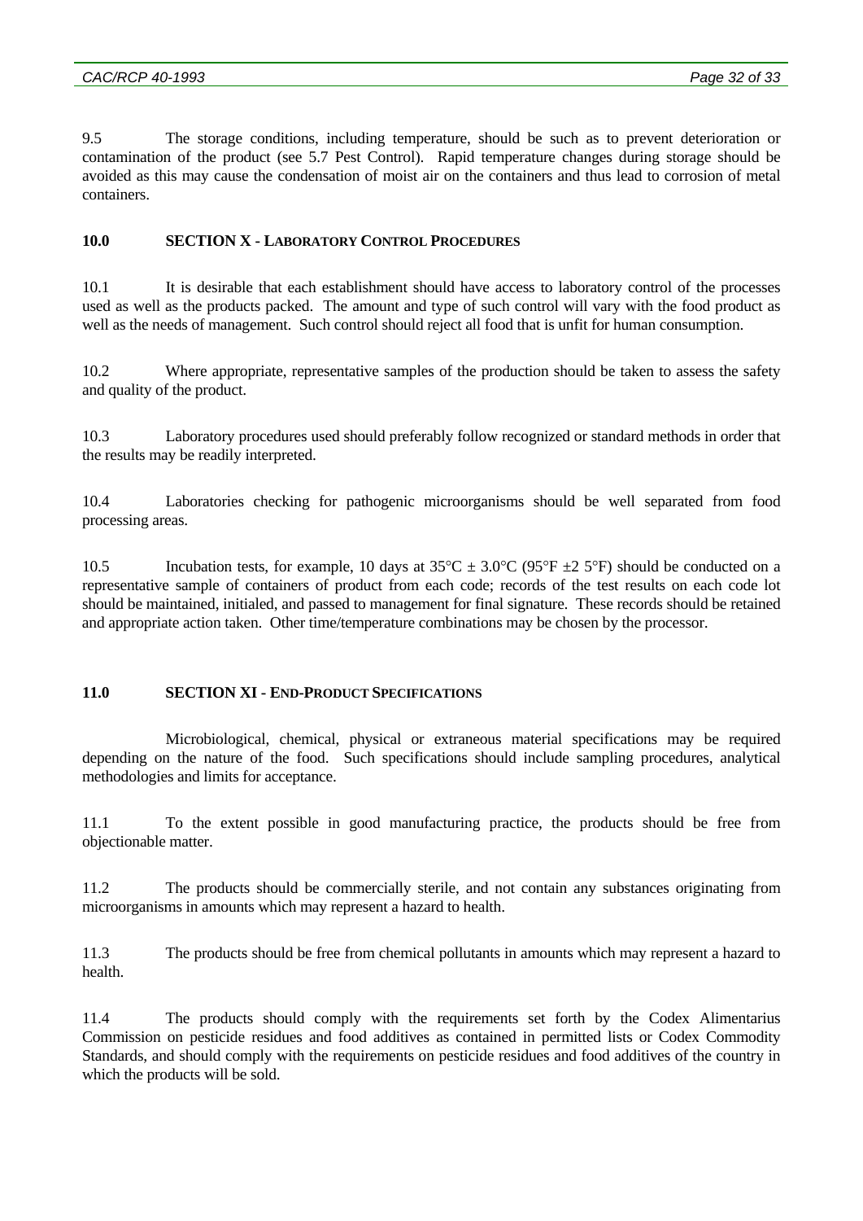9.5 The storage conditions, including temperature, should be such as to prevent deterioration or contamination of the product (see 5.7 Pest Control). Rapid temperature changes during storage should be avoided as this may cause the condensation of moist air on the containers and thus lead to corrosion of metal containers.

## 10.0 SECTION X - LABORATORY CONTROL PROCEDURES

10.1 It is desirable that each establishment should have access to laboratory control of the processes used as well as the products packed. The amount and type of such control will vary with the food product as well as the needs of management. Such control should reject all food that is unfit for human consumption.

10.2 Where appropriate, representative samples of the production should be taken to assess the safety and quality of the product.

10.3 Laboratory procedures used should preferably follow recognized or standard methods in order that the results may be readily interpreted.

10.4 Laboratories checking for pathogenic microorganisms should be well separated from food processing areas.

10.5 Incubation tests, for example, 10 days at 35°C ± 3.0°C (95°F ±2 5°F) should be conducted on a representative sample of containers of product from each code; records of the test results on each code lot should be maintained, initialed, and passed to management for final signature. These records should be retained and appropriate action taken. Other time/temperature combinations may be chosen by the processor.

## 11.0 SECTION XI - END-PRODUCT SPECIFICATIONS

Microbiological, chemical, physical or extraneous material specifications may be required depending on the nature of the food. Such specifications should include sampling procedures, analytical methodologies and limits for acceptance.

11.1 To the extent possible in good manufacturing practice, the products should be free from objectionable matter.

11.2 The products should be commercially sterile, and not contain any substances originating from microorganisms in amounts which may represent a hazard to health.

11.3 The products should be free from chemical pollutants in amounts which may represent a hazard to health.

11.4 The products should comply with the requirements set forth by the Codex Alimentarius Commission on pesticide residues and food additives as contained in permitted lists or Codex Commodity Standards, and should comply with the requirements on pesticide residues and food additives of the country in which the products will be sold.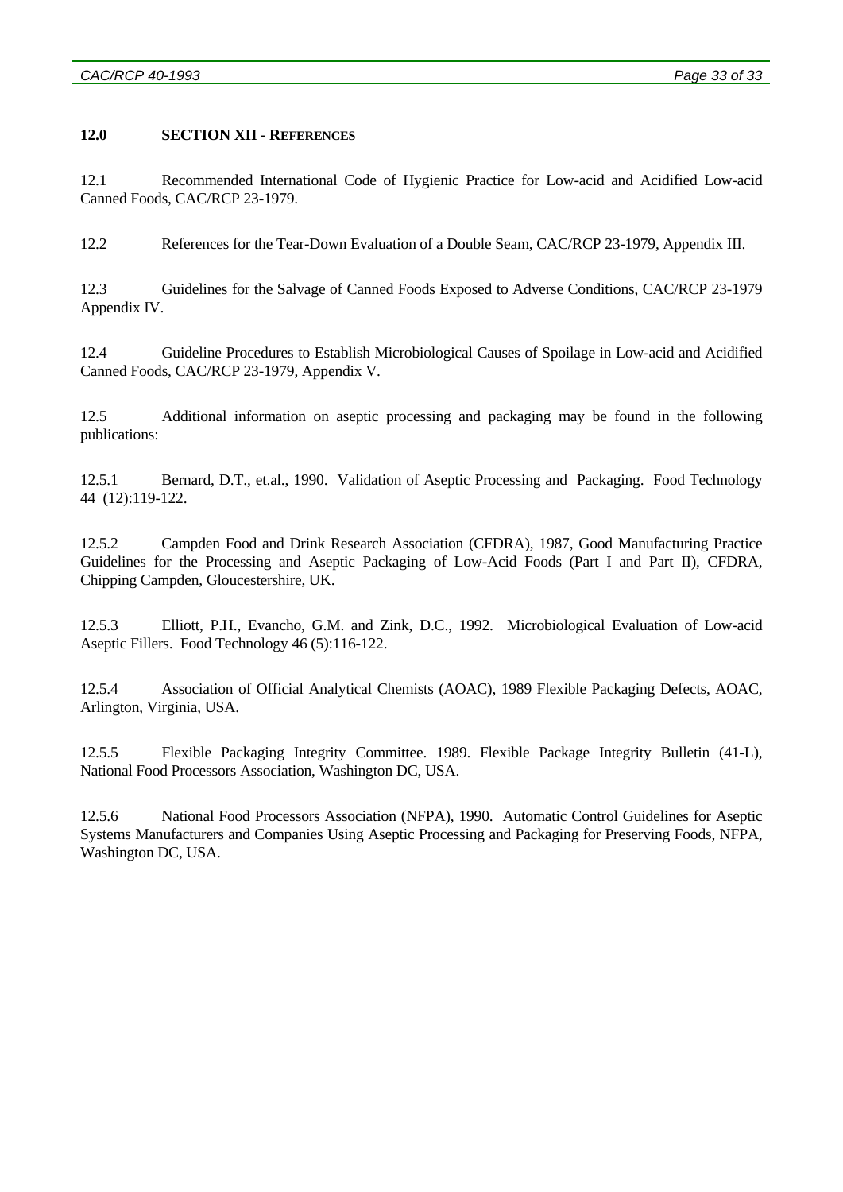## 12.0 SECTION XII - REFERENCES

12.1 Recommended International Code of Hygienic Practice for Low-acid and Acidified Low-acid Canned Foods, CAC/RCP 23-1979.

12.2 References for the Tear-Down Evaluation of a Double Seam, CAC/RCP 23-1979, Appendix III.

12.3 Guidelines for the Salvage of Canned Foods Exposed to Adverse Conditions, CAC/RCP 23-1979 Appendix IV.

12.4 Guideline Procedures to Establish Microbiological Causes of Spoilage in Low-acid and Acidified Canned Foods, CAC/RCP 23-1979, Appendix V.

12.5 Additional information on aseptic processing and packaging may be found in the following publications:

12.5.1 Bernard, D.T., et.al., 1990. Validation of Aseptic Processing and Packaging. Food Technology 44 (12):119-122.

12.5.2 Campden Food and Drink Research Association (CFDRA), 1987, Good Manufacturing Practice Guidelines for the Processing and Aseptic Packaging of Low-Acid Foods (Part I and Part II), CFDRA, Chipping Campden, Gloucestershire, UK.

12.5.3 Elliott, P.H., Evancho, G.M. and Zink, D.C., 1992. Microbiological Evaluation of Low-acid Aseptic Fillers. Food Technology 46 (5):116-122.

12.5.4 Association of Official Analytical Chemists (AOAC), 1989 Flexible Packaging Defects, AOAC, Arlington, Virginia, USA.

12.5.5 Flexible Packaging Integrity Committee. 1989. Flexible Package Integrity Bulletin (41-L), National Food Processors Association, Washington DC, USA.

12.5.6 National Food Processors Association (NFPA), 1990. Automatic Control Guidelines for Aseptic Systems Manufacturers and Companies Using Aseptic Processing and Packaging for Preserving Foods, NFPA, Washington DC, USA.